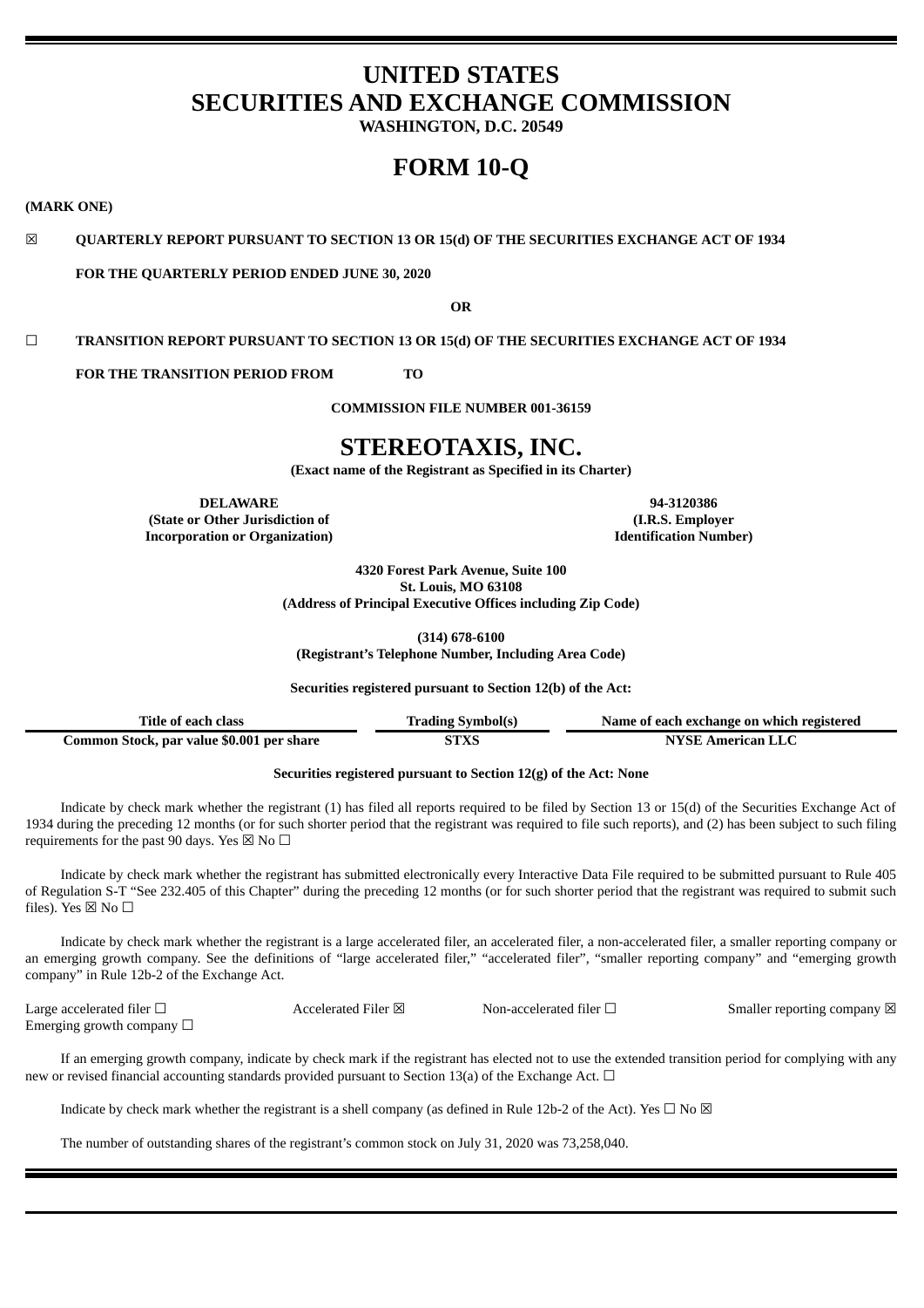# UNITED STATES
# SECURITIES AND EXCHANGE COMMISSION

**WASHINGTON, D.C. 20549**

# FORM 10-Q

**(MARK ONE)**

☒ **QUARTERLY REPORT PURSUANT TO SECTION 13 OR 15(d) OF THE SECURITIES EXCHANGE ACT OF 1934**

**FOR THE QUARTERLY PERIOD ENDED JUNE 30, 2020**

**OR**

☐ **TRANSITION REPORT PURSUANT TO SECTION 13 OR 15(d) OF THE SECURITIES EXCHANGE ACT OF 1934**

**FOR THE TRANSITION PERIOD FROM TO**

**COMMISSION FILE NUMBER 001-36159**

# STEREOTAXIS, INC.

**(Exact name of the Registrant as Specified in its Charter)**

| DELAWARE | 94-3120386 |
|---|---|
| (State or Other Jurisdiction of Incorporation or Organization) | (I.R.S. Employer Identification Number) |

**4320 Forest Park Avenue, Suite 100**
**St. Louis, MO 63108**
**(Address of Principal Executive Offices including Zip Code)**

**(314) 678-6100**
**(Registrant's Telephone Number, Including Area Code)**

**Securities registered pursuant to Section 12(b) of the Act:**

| Title of each class | Trading Symbol(s) | Name of each exchange on which registered |
|---|---|---|
| Common Stock, par value $0.001 per share | STXS | NYSE American LLC |

**Securities registered pursuant to Section 12(g) of the Act: None**

Indicate by check mark whether the registrant (1) has filed all reports required to be filed by Section 13 or 15(d) of the Securities Exchange Act of 1934 during the preceding 12 months (or for such shorter period that the registrant was required to file such reports), and (2) has been subject to such filing requirements for the past 90 days. Yes ☒ No ☐

Indicate by check mark whether the registrant has submitted electronically every Interactive Data File required to be submitted pursuant to Rule 405 of Regulation S-T "See 232.405 of this Chapter" during the preceding 12 months (or for such shorter period that the registrant was required to submit such files). Yes ☒ No ☐

Indicate by check mark whether the registrant is a large accelerated filer, an accelerated filer, a non-accelerated filer, a smaller reporting company or an emerging growth company. See the definitions of "large accelerated filer," "accelerated filer", "smaller reporting company" and "emerging growth company" in Rule 12b-2 of the Exchange Act.

Large accelerated filer ☐ Accelerated Filer ☒ Non-accelerated filer ☐ Smaller reporting company ☒
Emerging growth company ☐

If an emerging growth company, indicate by check mark if the registrant has elected not to use the extended transition period for complying with any new or revised financial accounting standards provided pursuant to Section 13(a) of the Exchange Act. ☐

Indicate by check mark whether the registrant is a shell company (as defined in Rule 12b-2 of the Act). Yes ☐ No ☒

The number of outstanding shares of the registrant's common stock on July 31, 2020 was 73,258,040.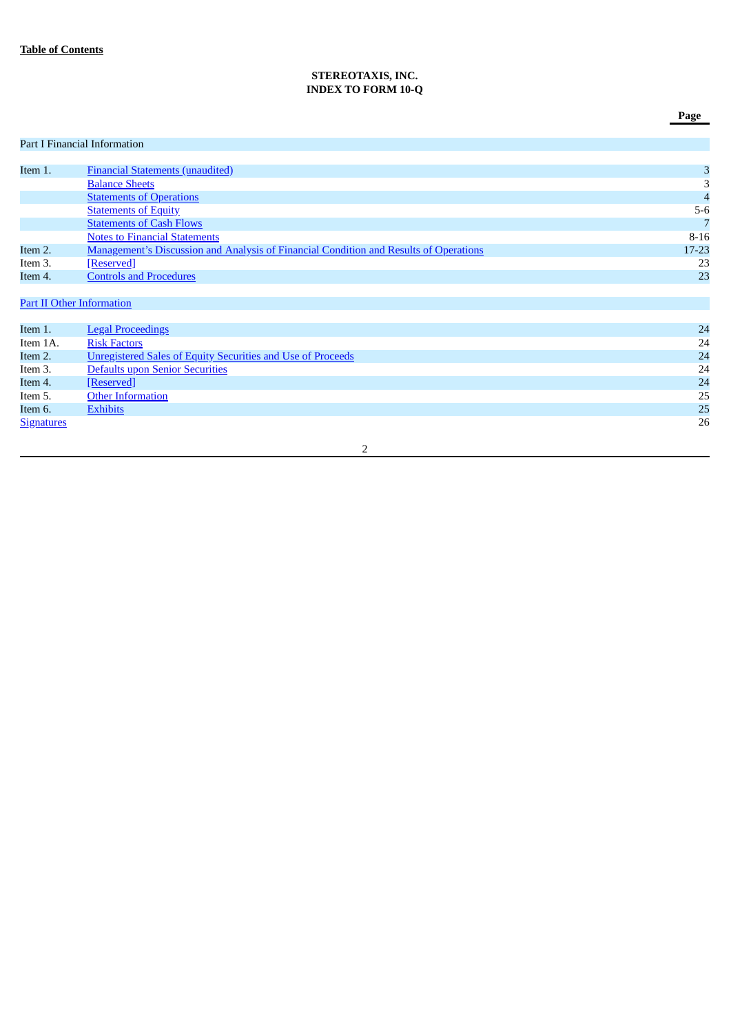**Table of Contents**

**STEREOTAXIS, INC.**
**INDEX TO FORM 10-Q**

| | | Page |
|---|---|---|
| Part I Financial Information | | |
| Item 1. | Financial Statements (unaudited) | 3 |
| | Balance Sheets | 3 |
| | Statements of Operations | 4 |
| | Statements of Equity | 5-6 |
| | Statements of Cash Flows | 7 |
| | Notes to Financial Statements | 8-16 |
| Item 2. | Management's Discussion and Analysis of Financial Condition and Results of Operations | 17-23 |
| Item 3. | [Reserved] | 23 |
| Item 4. | Controls and Procedures | 23 |
| Part II Other Information | | |
| Item 1. | Legal Proceedings | 24 |
| Item 1A. | Risk Factors | 24 |
| Item 2. | Unregistered Sales of Equity Securities and Use of Proceeds | 24 |
| Item 3. | Defaults upon Senior Securities | 24 |
| Item 4. | [Reserved] | 24 |
| Item 5. | Other Information | 25 |
| Item 6. | Exhibits | 25 |
| Signatures | | 26 |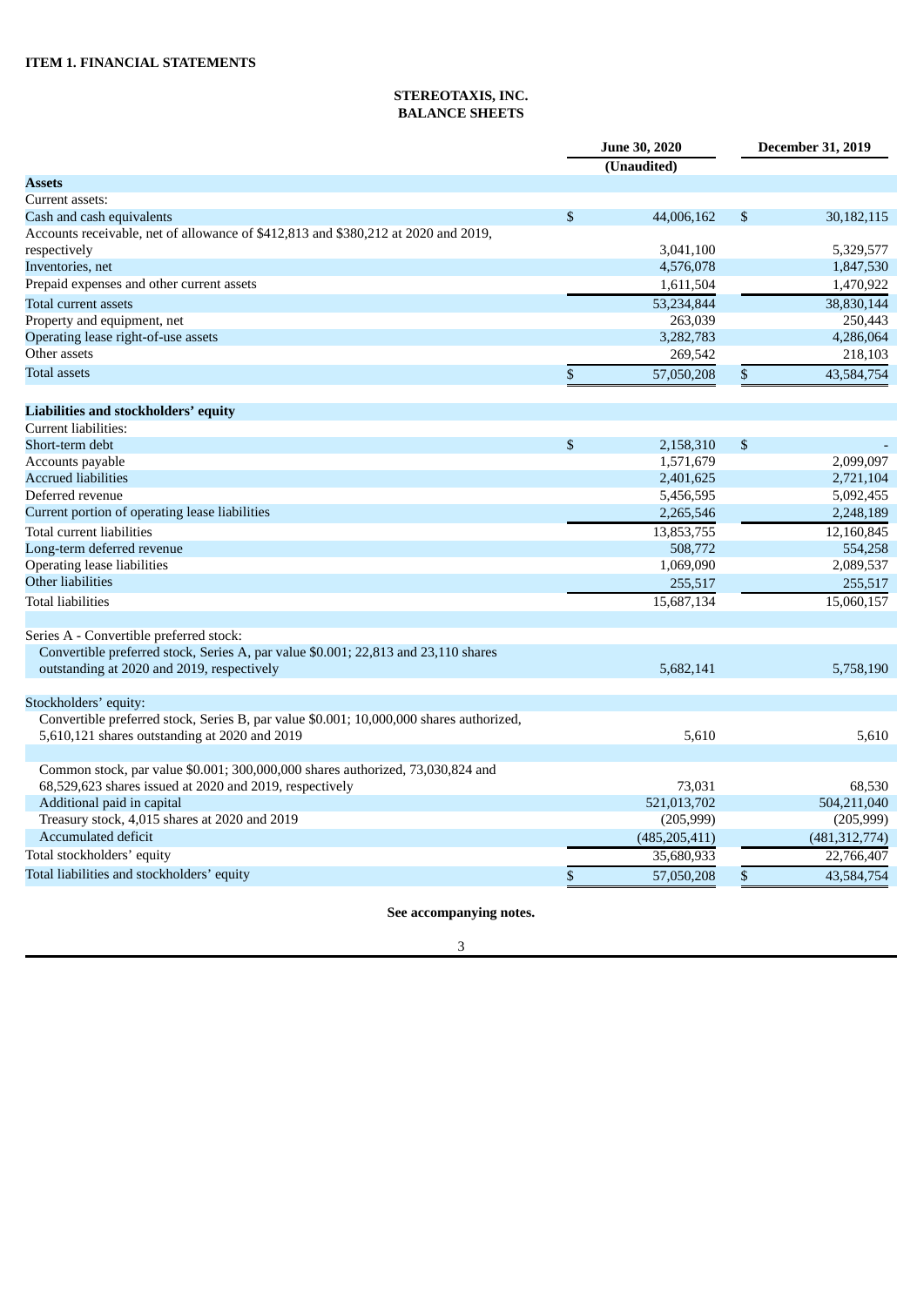**ITEM 1. FINANCIAL STATEMENTS**

**STEREOTAXIS, INC.**
**BALANCE SHEETS**

| | June 30, 2020 (Unaudited) | December 31, 2019 |
|---|---|---|
| **Assets** | | |
| Current assets: | | |
| Cash and cash equivalents | $ 44,006,162 | $ 30,182,115 |
| Accounts receivable, net of allowance of $412,813 and $380,212 at 2020 and 2019, respectively | 3,041,100 | 5,329,577 |
| Inventories, net | 4,576,078 | 1,847,530 |
| Prepaid expenses and other current assets | 1,611,504 | 1,470,922 |
| Total current assets | 53,234,844 | 38,830,144 |
| Property and equipment, net | 263,039 | 250,443 |
| Operating lease right-of-use assets | 3,282,783 | 4,286,064 |
| Other assets | 269,542 | 218,103 |
| Total assets | $ 57,050,208 | $ 43,584,754 |
| | | |
| **Liabilities and stockholders' equity** | | |
| Current liabilities: | | |
| Short-term debt | $ 2,158,310 | $ - |
| Accounts payable | 1,571,679 | 2,099,097 |
| Accrued liabilities | 2,401,625 | 2,721,104 |
| Deferred revenue | 5,456,595 | 5,092,455 |
| Current portion of operating lease liabilities | 2,265,546 | 2,248,189 |
| Total current liabilities | 13,853,755 | 12,160,845 |
| Long-term deferred revenue | 508,772 | 554,258 |
| Operating lease liabilities | 1,069,090 | 2,089,537 |
| Other liabilities | 255,517 | 255,517 |
| Total liabilities | 15,687,134 | 15,060,157 |
| | | |
| Series A - Convertible preferred stock: | | |
| Convertible preferred stock, Series A, par value $0.001; 22,813 and 23,110 shares outstanding at 2020 and 2019, respectively | 5,682,141 | 5,758,190 |
| | | |
| Stockholders' equity: | | |
| Convertible preferred stock, Series B, par value $0.001; 10,000,000 shares authorized, 5,610,121 shares outstanding at 2020 and 2019 | 5,610 | 5,610 |
| | | |
| Common stock, par value $0.001; 300,000,000 shares authorized, 73,030,824 and 68,529,623 shares issued at 2020 and 2019, respectively | 73,031 | 68,530 |
| Additional paid in capital | 521,013,702 | 504,211,040 |
| Treasury stock, 4,015 shares at 2020 and 2019 | (205,999) | (205,999) |
| Accumulated deficit | (485,205,411) | (481,312,774) |
| Total stockholders' equity | 35,680,933 | 22,766,407 |
| Total liabilities and stockholders' equity | $ 57,050,208 | $ 43,584,754 |

**See accompanying notes.**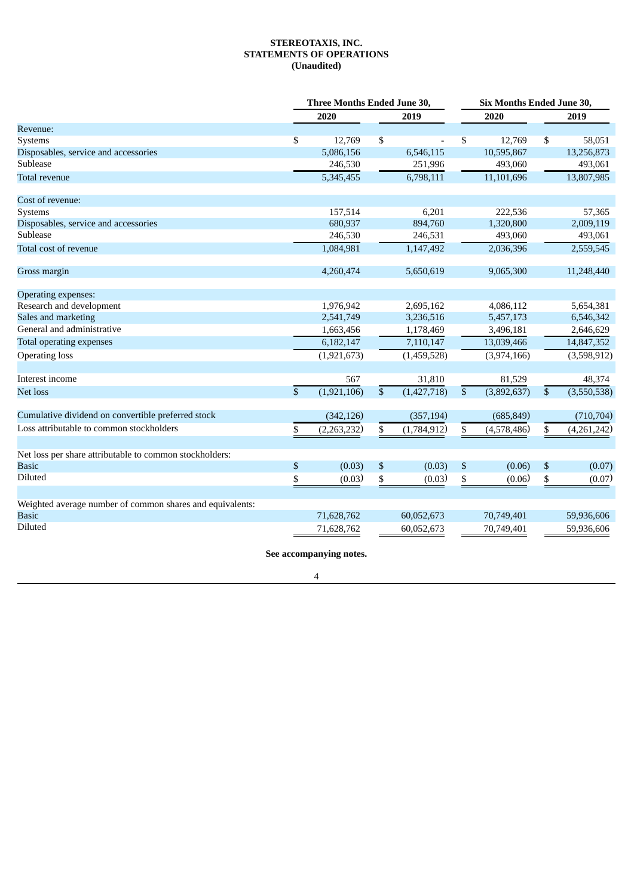**STEREOTAXIS, INC.**
**STATEMENTS OF OPERATIONS**
**(Unaudited)**

| | Three Months Ended June 30, | | Six Months Ended June 30, | |
|---|---|---|---|---|
| | 2020 | 2019 | 2020 | 2019 |
| Revenue: | | | | |
| Systems | $ 12,769 | $ - | $ 12,769 | $ 58,051 |
| Disposables, service and accessories | 5,086,156 | 6,546,115 | 10,595,867 | 13,256,873 |
| Sublease | 246,530 | 251,996 | 493,060 | 493,061 |
| Total revenue | 5,345,455 | 6,798,111 | 11,101,696 | 13,807,985 |
| | | | | |
| Cost of revenue: | | | | |
| Systems | 157,514 | 6,201 | 222,536 | 57,365 |
| Disposables, service and accessories | 680,937 | 894,760 | 1,320,800 | 2,009,119 |
| Sublease | 246,530 | 246,531 | 493,060 | 493,061 |
| Total cost of revenue | 1,084,981 | 1,147,492 | 2,036,396 | 2,559,545 |
| | | | | |
| Gross margin | 4,260,474 | 5,650,619 | 9,065,300 | 11,248,440 |
| | | | | |
| Operating expenses: | | | | |
| Research and development | 1,976,942 | 2,695,162 | 4,086,112 | 5,654,381 |
| Sales and marketing | 2,541,749 | 3,236,516 | 5,457,173 | 6,546,342 |
| General and administrative | 1,663,456 | 1,178,469 | 3,496,181 | 2,646,629 |
| Total operating expenses | 6,182,147 | 7,110,147 | 13,039,466 | 14,847,352 |
| Operating loss | (1,921,673) | (1,459,528) | (3,974,166) | (3,598,912) |
| | | | | |
| Interest income | 567 | 31,810 | 81,529 | 48,374 |
| Net loss | $ (1,921,106) | $ (1,427,718) | $ (3,892,637) | $ (3,550,538) |
| | | | | |
| Cumulative dividend on convertible preferred stock | (342,126) | (357,194) | (685,849) | (710,704) |
| Loss attributable to common stockholders | $ (2,263,232) | $ (1,784,912) | $ (4,578,486) | $ (4,261,242) |
| | | | | |
| Net loss per share attributable to common stockholders: | | | | |
| Basic | $ (0.03) | $ (0.03) | $ (0.06) | $ (0.07) |
| Diluted | $ (0.03) | $ (0.03) | $ (0.06) | $ (0.07) |
| | | | | |
| Weighted average number of common shares and equivalents: | | | | |
| Basic | 71,628,762 | 60,052,673 | 70,749,401 | 59,936,606 |
| Diluted | 71,628,762 | 60,052,673 | 70,749,401 | 59,936,606 |

**See accompanying notes.**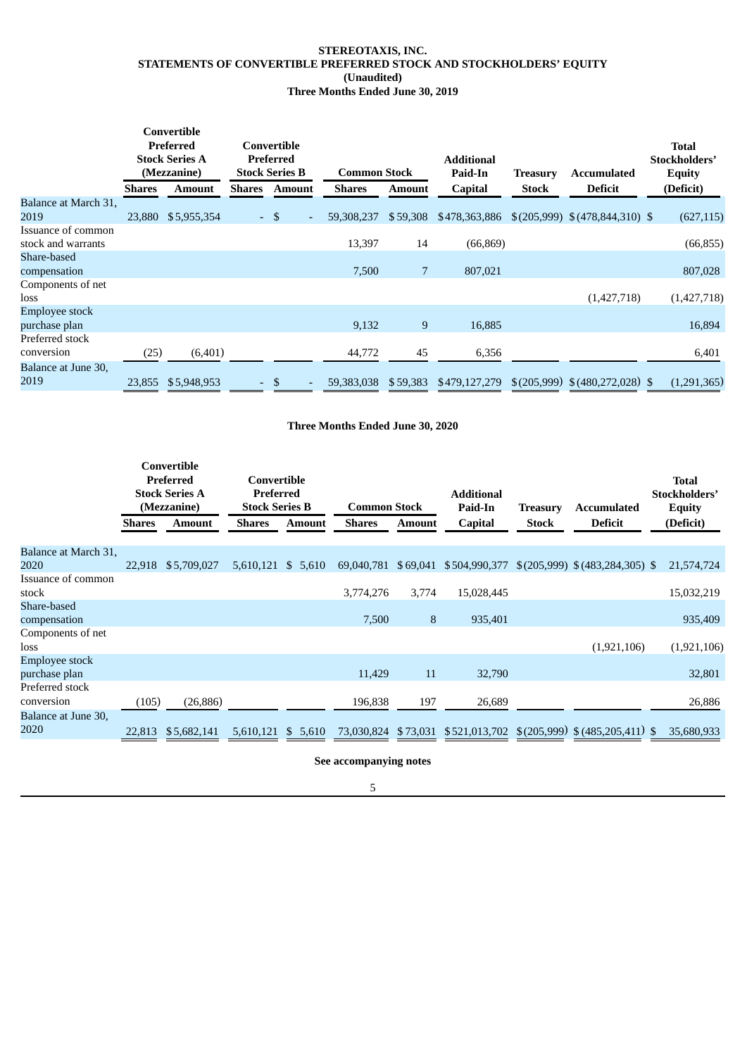**STEREOTAXIS, INC.**
**STATEMENTS OF CONVERTIBLE PREFERRED STOCK AND STOCKHOLDERS' EQUITY**
**(Unaudited)**
**Three Months Ended June 30, 2019**

| | Convertible Preferred Stock Series A (Mezzanine) | | Convertible Preferred Stock Series B | | Common Stock | | Additional Paid-In | Treasury | Accumulated | Total Stockholders' Equity |
|---|---|---|---|---|---|---|---|---|---|---|
| | Shares | Amount | Shares | Amount | Shares | Amount | Capital | Stock | Deficit | (Deficit) |
| Balance at March 31, 2019 | 23,880 | $ 5,955,354 | - | $ - | 59,308,237 | $ 59,308 | $ 478,363,886 | $ (205,999) | $ (478,844,310) | $ (627,115) |
| Issuance of common stock and warrants | | | | | 13,397 | 14 | (66,869) | | | (66,855) |
| Share-based compensation | | | | | 7,500 | 7 | 807,021 | | | 807,028 |
| Components of net loss | | | | | | | | | (1,427,718) | (1,427,718) |
| Employee stock purchase plan | | | | | 9,132 | 9 | 16,885 | | | 16,894 |
| Preferred stock conversion | (25) | (6,401) | | | 44,772 | 45 | 6,356 | | | 6,401 |
| Balance at June 30, 2019 | 23,855 | $ 5,948,953 | - | $ - | 59,383,038 | $ 59,383 | $ 479,127,279 | $ (205,999) | $ (480,272,028) | $ (1,291,365) |

**Three Months Ended June 30, 2020**

| | Convertible Preferred Stock Series A (Mezzanine) | | Convertible Preferred Stock Series B | | Common Stock | | Additional Paid-In | Treasury | Accumulated | Total Stockholders' Equity |
|---|---|---|---|---|---|---|---|---|---|---|
| | Shares | Amount | Shares | Amount | Shares | Amount | Capital | Stock | Deficit | (Deficit) |
| Balance at March 31, 2020 | 22,918 | $ 5,709,027 | 5,610,121 | $ 5,610 | 69,040,781 | $ 69,041 | $ 504,990,377 | $ (205,999) | $ (483,284,305) | $ 21,574,724 |
| Issuance of common stock | | | | | 3,774,276 | 3,774 | 15,028,445 | | | 15,032,219 |
| Share-based compensation | | | | | 7,500 | 8 | 935,401 | | | 935,409 |
| Components of net loss | | | | | | | | | (1,921,106) | (1,921,106) |
| Employee stock purchase plan | | | | | 11,429 | 11 | 32,790 | | | 32,801 |
| Preferred stock conversion | (105) | (26,886) | | | 196,838 | 197 | 26,689 | | | 26,886 |
| Balance at June 30, 2020 | 22,813 | $ 5,682,141 | 5,610,121 | $ 5,610 | 73,030,824 | $ 73,031 | $ 521,013,702 | $ (205,999) | $ (485,205,411) | $ 35,680,933 |

**See accompanying notes**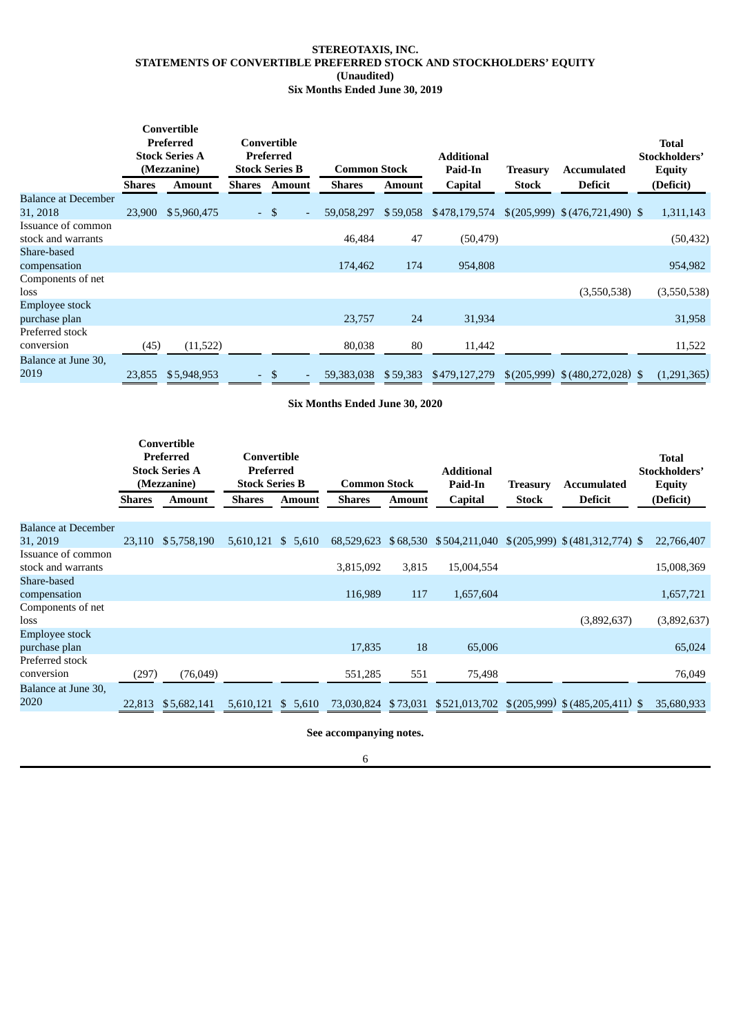**STEREOTAXIS, INC.**
**STATEMENTS OF CONVERTIBLE PREFERRED STOCK AND STOCKHOLDERS' EQUITY**
**(Unaudited)**
**Six Months Ended June 30, 2019**

| | Convertible Preferred Stock Series A (Mezzanine) | | Convertible Preferred Stock Series B | | Common Stock | | Additional Paid-In | Treasury | Accumulated | Total Stockholders' Equity |
|---|---|---|---|---|---|---|---|---|---|---|
| | Shares | Amount | Shares | Amount | Shares | Amount | Capital | Stock | Deficit | (Deficit) |
| Balance at December 31, 2018 | 23,900 | $5,960,475 | - | $ - | 59,058,297 | $59,058 | $478,179,574 | $(205,999) | $(476,721,490) | $ 1,311,143 |
| Issuance of common stock and warrants | | | | | 46,484 | 47 | (50,479) | | | (50,432) |
| Share-based compensation | | | | | 174,462 | 174 | 954,808 | | | 954,982 |
| Components of net loss | | | | | | | | | (3,550,538) | (3,550,538) |
| Employee stock purchase plan | | | | | 23,757 | 24 | 31,934 | | | 31,958 |
| Preferred stock conversion | (45) | (11,522) | | | 80,038 | 80 | 11,442 | | | 11,522 |
| Balance at June 30, 2019 | 23,855 | $5,948,953 | - | $ - | 59,383,038 | $59,383 | $479,127,279 | $(205,999) | $(480,272,028) | $ (1,291,365) |

**Six Months Ended June 30, 2020**

| | Convertible Preferred Stock Series A (Mezzanine) | | Convertible Preferred Stock Series B | | Common Stock | | Additional Paid-In | Treasury | Accumulated | Total Stockholders' Equity |
|---|---|---|---|---|---|---|---|---|---|---|
| | Shares | Amount | Shares | Amount | Shares | Amount | Capital | Stock | Deficit | (Deficit) |
| Balance at December 31, 2019 | 23,110 | $5,758,190 | 5,610,121 | $ 5,610 | 68,529,623 | $68,530 | $504,211,040 | $(205,999) | $(481,312,774) | $ 22,766,407 |
| Issuance of common stock and warrants | | | | | 3,815,092 | 3,815 | 15,004,554 | | | 15,008,369 |
| Share-based compensation | | | | | 116,989 | 117 | 1,657,604 | | | 1,657,721 |
| Components of net loss | | | | | | | | | (3,892,637) | (3,892,637) |
| Employee stock purchase plan | | | | | 17,835 | 18 | 65,006 | | | 65,024 |
| Preferred stock conversion | (297) | (76,049) | | | 551,285 | 551 | 75,498 | | | 76,049 |
| Balance at June 30, 2020 | 22,813 | $5,682,141 | 5,610,121 | $ 5,610 | 73,030,824 | $73,031 | $521,013,702 | $(205,999) | $(485,205,411) | $ 35,680,933 |

**See accompanying notes.**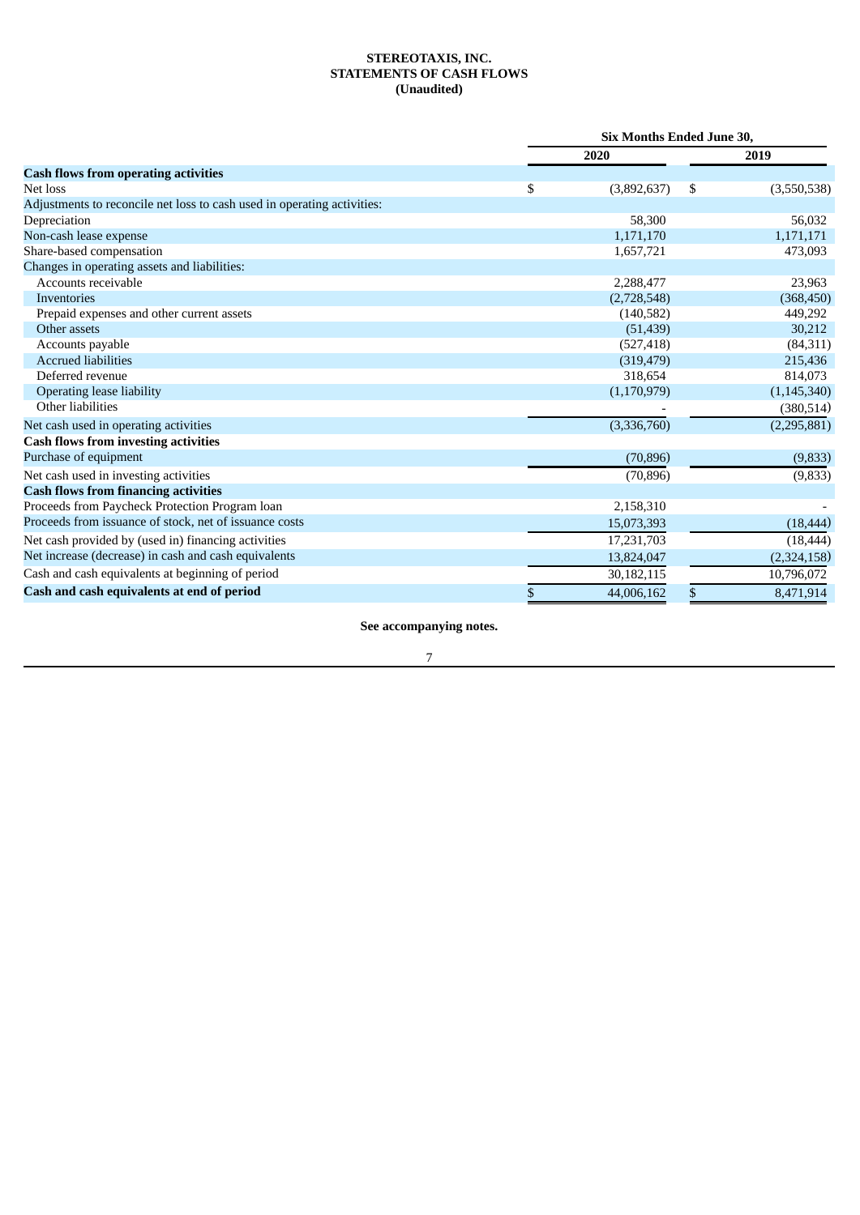**STEREOTAXIS, INC.**
**STATEMENTS OF CASH FLOWS**
**(Unaudited)**

| | Six Months Ended June 30, | |
|---|---|---|
| | 2020 | 2019 |
| **Cash flows from operating activities** | | |
| Net loss | $ (3,892,637) | $ (3,550,538) |
| Adjustments to reconcile net loss to cash used in operating activities: | | |
| Depreciation | 58,300 | 56,032 |
| Non-cash lease expense | 1,171,170 | 1,171,171 |
| Share-based compensation | 1,657,721 | 473,093 |
| Changes in operating assets and liabilities: | | |
| Accounts receivable | 2,288,477 | 23,963 |
| Inventories | (2,728,548) | (368,450) |
| Prepaid expenses and other current assets | (140,582) | 449,292 |
| Other assets | (51,439) | 30,212 |
| Accounts payable | (527,418) | (84,311) |
| Accrued liabilities | (319,479) | 215,436 |
| Deferred revenue | 318,654 | 814,073 |
| Operating lease liability | (1,170,979) | (1,145,340) |
| Other liabilities | - | (380,514) |
| Net cash used in operating activities | (3,336,760) | (2,295,881) |
| **Cash flows from investing activities** | | |
| Purchase of equipment | (70,896) | (9,833) |
| Net cash used in investing activities | (70,896) | (9,833) |
| **Cash flows from financing activities** | | |
| Proceeds from Paycheck Protection Program loan | 2,158,310 | - |
| Proceeds from issuance of stock, net of issuance costs | 15,073,393 | (18,444) |
| Net cash provided by (used in) financing activities | 17,231,703 | (18,444) |
| Net increase (decrease) in cash and cash equivalents | 13,824,047 | (2,324,158) |
| Cash and cash equivalents at beginning of period | 30,182,115 | 10,796,072 |
| **Cash and cash equivalents at end of period** | $ 44,006,162 | $ 8,471,914 |

**See accompanying notes.**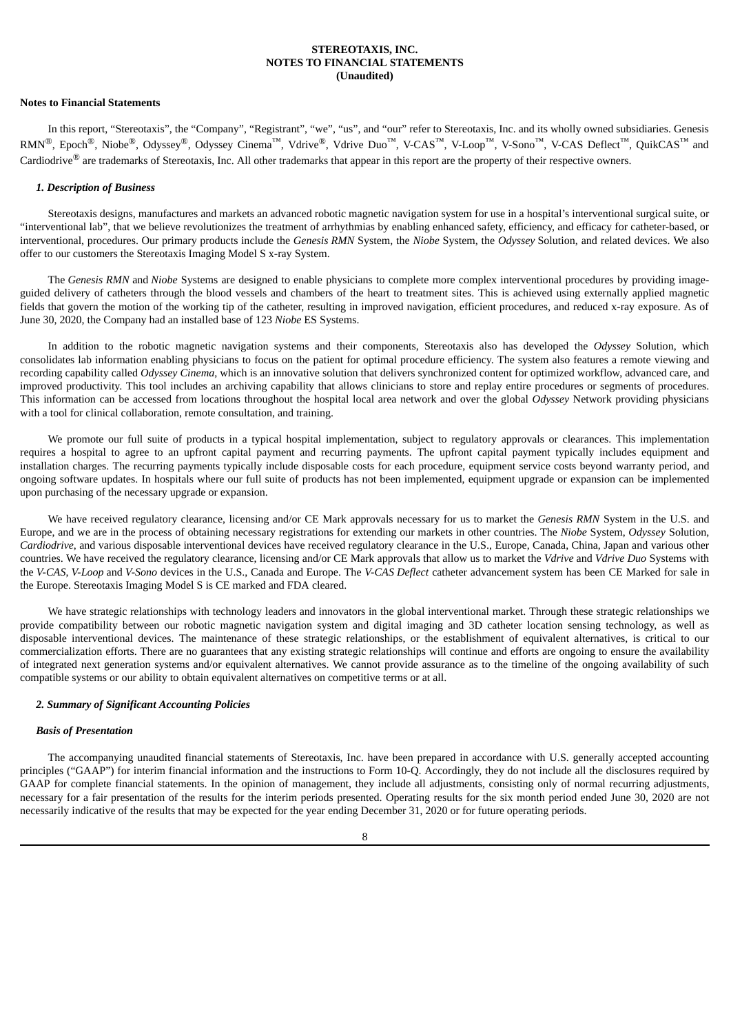**STEREOTAXIS, INC.**
**NOTES TO FINANCIAL STATEMENTS**
**(Unaudited)**

**Notes to Financial Statements**

In this report, "Stereotaxis", the "Company", "Registrant", "we", "us", and "our" refer to Stereotaxis, Inc. and its wholly owned subsidiaries. Genesis RMN®, Epoch®, Niobe®, Odyssey®, Odyssey Cinema™, Vdrive®, Vdrive Duo™, V-CAS™, V-Loop™, V-Sono™, V-CAS Deflect™, QuikCAS™ and Cardiodrive® are trademarks of Stereotaxis, Inc. All other trademarks that appear in this report are the property of their respective owners.

### *1. Description of Business*

Stereotaxis designs, manufactures and markets an advanced robotic magnetic navigation system for use in a hospital's interventional surgical suite, or "interventional lab", that we believe revolutionizes the treatment of arrhythmias by enabling enhanced safety, efficiency, and efficacy for catheter-based, or interventional, procedures. Our primary products include the *Genesis RMN* System, the *Niobe* System, the *Odyssey* Solution, and related devices. We also offer to our customers the Stereotaxis Imaging Model S x-ray System.

The *Genesis RMN* and *Niobe* Systems are designed to enable physicians to complete more complex interventional procedures by providing image-guided delivery of catheters through the blood vessels and chambers of the heart to treatment sites. This is achieved using externally applied magnetic fields that govern the motion of the working tip of the catheter, resulting in improved navigation, efficient procedures, and reduced x-ray exposure. As of June 30, 2020, the Company had an installed base of 123 *Niobe* ES Systems.

In addition to the robotic magnetic navigation systems and their components, Stereotaxis also has developed the *Odyssey* Solution, which consolidates lab information enabling physicians to focus on the patient for optimal procedure efficiency. The system also features a remote viewing and recording capability called *Odyssey Cinema*, which is an innovative solution that delivers synchronized content for optimized workflow, advanced care, and improved productivity. This tool includes an archiving capability that allows clinicians to store and replay entire procedures or segments of procedures. This information can be accessed from locations throughout the hospital local area network and over the global *Odyssey* Network providing physicians with a tool for clinical collaboration, remote consultation, and training.

We promote our full suite of products in a typical hospital implementation, subject to regulatory approvals or clearances. This implementation requires a hospital to agree to an upfront capital payment and recurring payments. The upfront capital payment typically includes equipment and installation charges. The recurring payments typically include disposable costs for each procedure, equipment service costs beyond warranty period, and ongoing software updates. In hospitals where our full suite of products has not been implemented, equipment upgrade or expansion can be implemented upon purchasing of the necessary upgrade or expansion.

We have received regulatory clearance, licensing and/or CE Mark approvals necessary for us to market the *Genesis RMN* System in the U.S. and Europe, and we are in the process of obtaining necessary registrations for extending our markets in other countries. The *Niobe* System, *Odyssey* Solution, *Cardiodrive*, and various disposable interventional devices have received regulatory clearance in the U.S., Europe, Canada, China, Japan and various other countries. We have received the regulatory clearance, licensing and/or CE Mark approvals that allow us to market the *Vdrive* and *Vdrive Duo* Systems with the *V-CAS*, *V-Loop* and *V-Sono* devices in the U.S., Canada and Europe. The *V-CAS Deflect* catheter advancement system has been CE Marked for sale in the Europe. Stereotaxis Imaging Model S is CE marked and FDA cleared.

We have strategic relationships with technology leaders and innovators in the global interventional market. Through these strategic relationships we provide compatibility between our robotic magnetic navigation system and digital imaging and 3D catheter location sensing technology, as well as disposable interventional devices. The maintenance of these strategic relationships, or the establishment of equivalent alternatives, is critical to our commercialization efforts. There are no guarantees that any existing strategic relationships will continue and efforts are ongoing to ensure the availability of integrated next generation systems and/or equivalent alternatives. We cannot provide assurance as to the timeline of the ongoing availability of such compatible systems or our ability to obtain equivalent alternatives on competitive terms or at all.

### *2. Summary of Significant Accounting Policies*

#### *Basis of Presentation*

The accompanying unaudited financial statements of Stereotaxis, Inc. have been prepared in accordance with U.S. generally accepted accounting principles ("GAAP") for interim financial information and the instructions to Form 10-Q. Accordingly, they do not include all the disclosures required by GAAP for complete financial statements. In the opinion of management, they include all adjustments, consisting only of normal recurring adjustments, necessary for a fair presentation of the results for the interim periods presented. Operating results for the six month period ended June 30, 2020 are not necessarily indicative of the results that may be expected for the year ending December 31, 2020 or for future operating periods.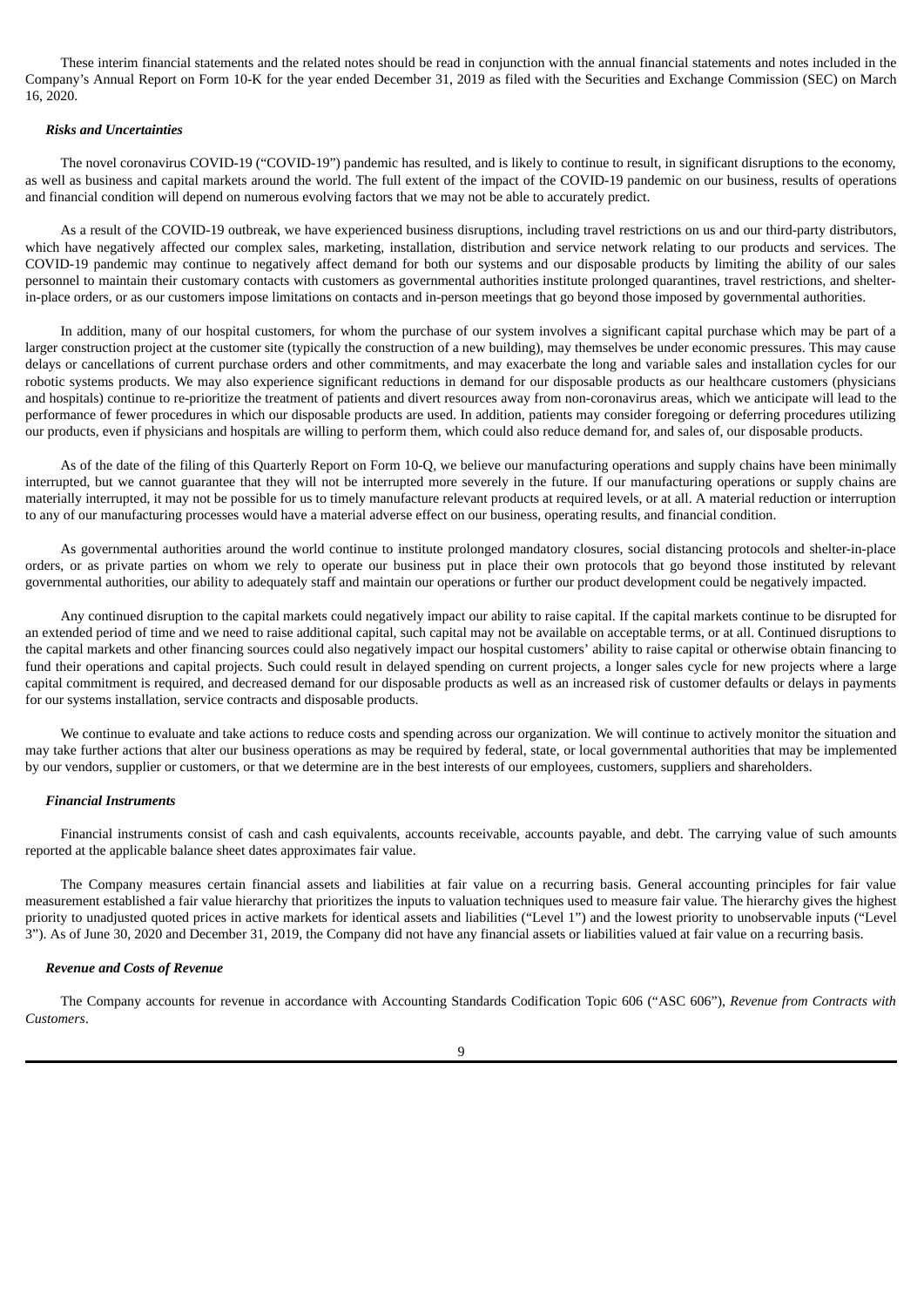These interim financial statements and the related notes should be read in conjunction with the annual financial statements and notes included in the Company's Annual Report on Form 10-K for the year ended December 31, 2019 as filed with the Securities and Exchange Commission (SEC) on March 16, 2020.

***Risks and Uncertainties***

The novel coronavirus COVID-19 ("COVID-19") pandemic has resulted, and is likely to continue to result, in significant disruptions to the economy, as well as business and capital markets around the world. The full extent of the impact of the COVID-19 pandemic on our business, results of operations and financial condition will depend on numerous evolving factors that we may not be able to accurately predict.

As a result of the COVID-19 outbreak, we have experienced business disruptions, including travel restrictions on us and our third-party distributors, which have negatively affected our complex sales, marketing, installation, distribution and service network relating to our products and services. The COVID-19 pandemic may continue to negatively affect demand for both our systems and our disposable products by limiting the ability of our sales personnel to maintain their customary contacts with customers as governmental authorities institute prolonged quarantines, travel restrictions, and shelter-in-place orders, or as our customers impose limitations on contacts and in-person meetings that go beyond those imposed by governmental authorities.

In addition, many of our hospital customers, for whom the purchase of our system involves a significant capital purchase which may be part of a larger construction project at the customer site (typically the construction of a new building), may themselves be under economic pressures. This may cause delays or cancellations of current purchase orders and other commitments, and may exacerbate the long and variable sales and installation cycles for our robotic systems products. We may also experience significant reductions in demand for our disposable products as our healthcare customers (physicians and hospitals) continue to re-prioritize the treatment of patients and divert resources away from non-coronavirus areas, which we anticipate will lead to the performance of fewer procedures in which our disposable products are used. In addition, patients may consider foregoing or deferring procedures utilizing our products, even if physicians and hospitals are willing to perform them, which could also reduce demand for, and sales of, our disposable products.

As of the date of the filing of this Quarterly Report on Form 10-Q, we believe our manufacturing operations and supply chains have been minimally interrupted, but we cannot guarantee that they will not be interrupted more severely in the future. If our manufacturing operations or supply chains are materially interrupted, it may not be possible for us to timely manufacture relevant products at required levels, or at all. A material reduction or interruption to any of our manufacturing processes would have a material adverse effect on our business, operating results, and financial condition.

As governmental authorities around the world continue to institute prolonged mandatory closures, social distancing protocols and shelter-in-place orders, or as private parties on whom we rely to operate our business put in place their own protocols that go beyond those instituted by relevant governmental authorities, our ability to adequately staff and maintain our operations or further our product development could be negatively impacted.

Any continued disruption to the capital markets could negatively impact our ability to raise capital. If the capital markets continue to be disrupted for an extended period of time and we need to raise additional capital, such capital may not be available on acceptable terms, or at all. Continued disruptions to the capital markets and other financing sources could also negatively impact our hospital customers' ability to raise capital or otherwise obtain financing to fund their operations and capital projects. Such could result in delayed spending on current projects, a longer sales cycle for new projects where a large capital commitment is required, and decreased demand for our disposable products as well as an increased risk of customer defaults or delays in payments for our systems installation, service contracts and disposable products.

We continue to evaluate and take actions to reduce costs and spending across our organization. We will continue to actively monitor the situation and may take further actions that alter our business operations as may be required by federal, state, or local governmental authorities that may be implemented by our vendors, supplier or customers, or that we determine are in the best interests of our employees, customers, suppliers and shareholders.

***Financial Instruments***

Financial instruments consist of cash and cash equivalents, accounts receivable, accounts payable, and debt. The carrying value of such amounts reported at the applicable balance sheet dates approximates fair value.

The Company measures certain financial assets and liabilities at fair value on a recurring basis. General accounting principles for fair value measurement established a fair value hierarchy that prioritizes the inputs to valuation techniques used to measure fair value. The hierarchy gives the highest priority to unadjusted quoted prices in active markets for identical assets and liabilities ("Level 1") and the lowest priority to unobservable inputs ("Level 3"). As of June 30, 2020 and December 31, 2019, the Company did not have any financial assets or liabilities valued at fair value on a recurring basis.

***Revenue and Costs of Revenue***

The Company accounts for revenue in accordance with Accounting Standards Codification Topic 606 ("ASC 606"), *Revenue from Contracts with Customers*.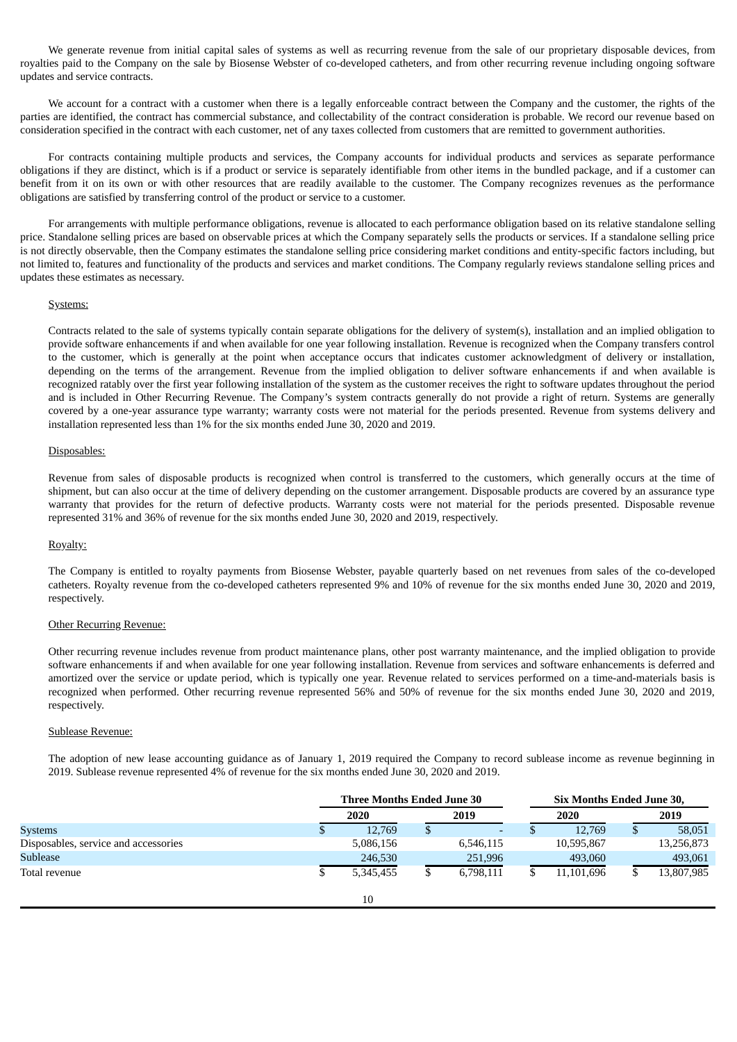We generate revenue from initial capital sales of systems as well as recurring revenue from the sale of our proprietary disposable devices, from royalties paid to the Company on the sale by Biosense Webster of co-developed catheters, and from other recurring revenue including ongoing software updates and service contracts.

We account for a contract with a customer when there is a legally enforceable contract between the Company and the customer, the rights of the parties are identified, the contract has commercial substance, and collectability of the contract consideration is probable. We record our revenue based on consideration specified in the contract with each customer, net of any taxes collected from customers that are remitted to government authorities.

For contracts containing multiple products and services, the Company accounts for individual products and services as separate performance obligations if they are distinct, which is if a product or service is separately identifiable from other items in the bundled package, and if a customer can benefit from it on its own or with other resources that are readily available to the customer. The Company recognizes revenues as the performance obligations are satisfied by transferring control of the product or service to a customer.

For arrangements with multiple performance obligations, revenue is allocated to each performance obligation based on its relative standalone selling price. Standalone selling prices are based on observable prices at which the Company separately sells the products or services. If a standalone selling price is not directly observable, then the Company estimates the standalone selling price considering market conditions and entity-specific factors including, but not limited to, features and functionality of the products and services and market conditions. The Company regularly reviews standalone selling prices and updates these estimates as necessary.

Systems:

Contracts related to the sale of systems typically contain separate obligations for the delivery of system(s), installation and an implied obligation to provide software enhancements if and when available for one year following installation. Revenue is recognized when the Company transfers control to the customer, which is generally at the point when acceptance occurs that indicates customer acknowledgment of delivery or installation, depending on the terms of the arrangement. Revenue from the implied obligation to deliver software enhancements if and when available is recognized ratably over the first year following installation of the system as the customer receives the right to software updates throughout the period and is included in Other Recurring Revenue. The Company's system contracts generally do not provide a right of return. Systems are generally covered by a one-year assurance type warranty; warranty costs were not material for the periods presented. Revenue from systems delivery and installation represented less than 1% for the six months ended June 30, 2020 and 2019.

Disposables:

Revenue from sales of disposable products is recognized when control is transferred to the customers, which generally occurs at the time of shipment, but can also occur at the time of delivery depending on the customer arrangement. Disposable products are covered by an assurance type warranty that provides for the return of defective products. Warranty costs were not material for the periods presented. Disposable revenue represented 31% and 36% of revenue for the six months ended June 30, 2020 and 2019, respectively.

Royalty:

The Company is entitled to royalty payments from Biosense Webster, payable quarterly based on net revenues from sales of the co-developed catheters. Royalty revenue from the co-developed catheters represented 9% and 10% of revenue for the six months ended June 30, 2020 and 2019, respectively.

Other Recurring Revenue:

Other recurring revenue includes revenue from product maintenance plans, other post warranty maintenance, and the implied obligation to provide software enhancements if and when available for one year following installation. Revenue from services and software enhancements is deferred and amortized over the service or update period, which is typically one year. Revenue related to services performed on a time-and-materials basis is recognized when performed. Other recurring revenue represented 56% and 50% of revenue for the six months ended June 30, 2020 and 2019, respectively.

Sublease Revenue:

The adoption of new lease accounting guidance as of January 1, 2019 required the Company to record sublease income as revenue beginning in 2019. Sublease revenue represented 4% of revenue for the six months ended June 30, 2020 and 2019.

| | Three Months Ended June 30 | | Six Months Ended June 30, | |
|---|---|---|---|---|
| | 2020 | 2019 | 2020 | 2019 |
| Systems | $ 12,769 | $ - | $ 12,769 | $ 58,051 |
| Disposables, service and accessories | 5,086,156 | 6,546,115 | 10,595,867 | 13,256,873 |
| Sublease | 246,530 | 251,996 | 493,060 | 493,061 |
| Total revenue | $ 5,345,455 | $ 6,798,111 | $ 11,101,696 | $ 13,807,985 |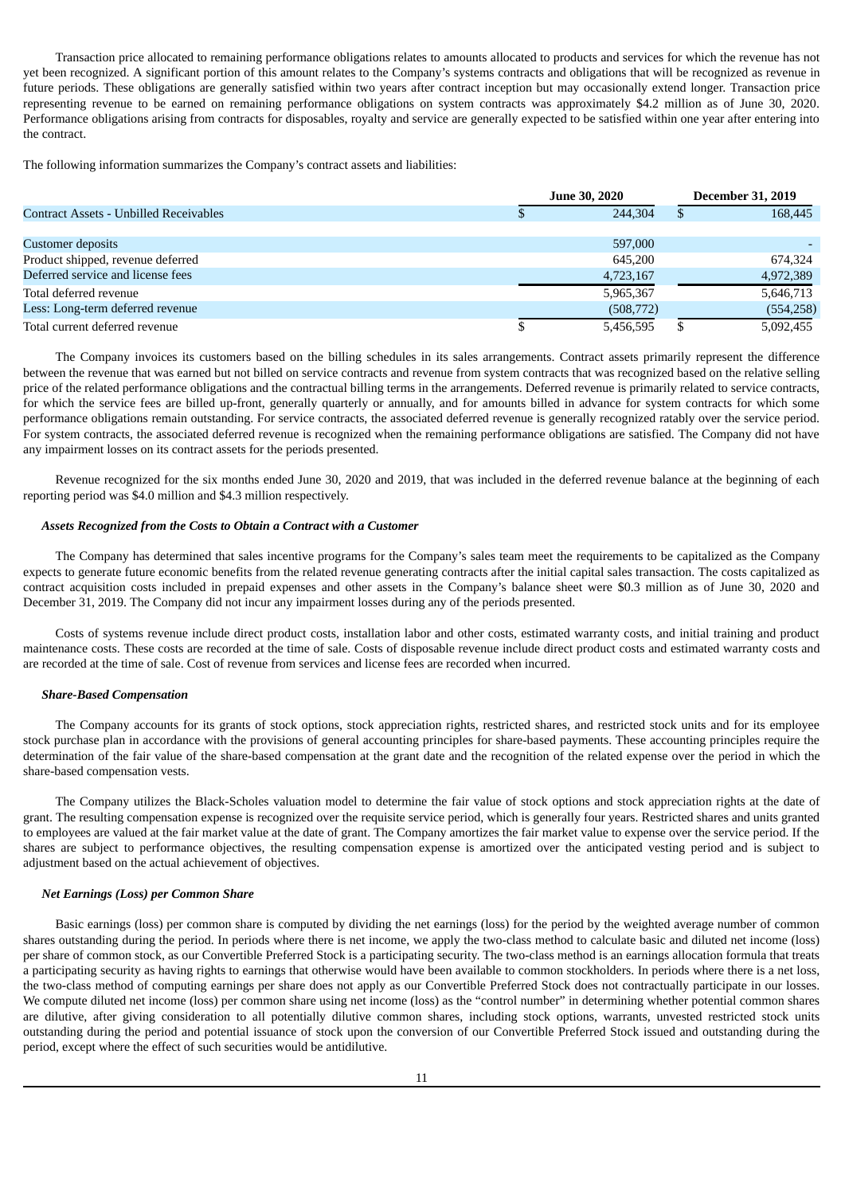Transaction price allocated to remaining performance obligations relates to amounts allocated to products and services for which the revenue has not yet been recognized. A significant portion of this amount relates to the Company's systems contracts and obligations that will be recognized as revenue in future periods. These obligations are generally satisfied within two years after contract inception but may occasionally extend longer. Transaction price representing revenue to be earned on remaining performance obligations on system contracts was approximately $4.2 million as of June 30, 2020. Performance obligations arising from contracts for disposables, royalty and service are generally expected to be satisfied within one year after entering into the contract.

The following information summarizes the Company's contract assets and liabilities:

| | June 30, 2020 | December 31, 2019 |
|---|---|---|
| Contract Assets - Unbilled Receivables | $ 244,304 | $ 168,445 |
| | | |
| Customer deposits | 597,000 | - |
| Product shipped, revenue deferred | 645,200 | 674,324 |
| Deferred service and license fees | 4,723,167 | 4,972,389 |
| Total deferred revenue | 5,965,367 | 5,646,713 |
| Less: Long-term deferred revenue | (508,772) | (554,258) |
| Total current deferred revenue | $ 5,456,595 | $ 5,092,455 |

The Company invoices its customers based on the billing schedules in its sales arrangements. Contract assets primarily represent the difference between the revenue that was earned but not billed on service contracts and revenue from system contracts that was recognized based on the relative selling price of the related performance obligations and the contractual billing terms in the arrangements. Deferred revenue is primarily related to service contracts, for which the service fees are billed up-front, generally quarterly or annually, and for amounts billed in advance for system contracts for which some performance obligations remain outstanding. For service contracts, the associated deferred revenue is generally recognized ratably over the service period. For system contracts, the associated deferred revenue is recognized when the remaining performance obligations are satisfied. The Company did not have any impairment losses on its contract assets for the periods presented.

Revenue recognized for the six months ended June 30, 2020 and 2019, that was included in the deferred revenue balance at the beginning of each reporting period was $4.0 million and $4.3 million respectively.

***Assets Recognized from the Costs to Obtain a Contract with a Customer***

The Company has determined that sales incentive programs for the Company's sales team meet the requirements to be capitalized as the Company expects to generate future economic benefits from the related revenue generating contracts after the initial capital sales transaction. The costs capitalized as contract acquisition costs included in prepaid expenses and other assets in the Company's balance sheet were $0.3 million as of June 30, 2020 and December 31, 2019. The Company did not incur any impairment losses during any of the periods presented.

Costs of systems revenue include direct product costs, installation labor and other costs, estimated warranty costs, and initial training and product maintenance costs. These costs are recorded at the time of sale. Costs of disposable revenue include direct product costs and estimated warranty costs and are recorded at the time of sale. Cost of revenue from services and license fees are recorded when incurred.

***Share-Based Compensation***

The Company accounts for its grants of stock options, stock appreciation rights, restricted shares, and restricted stock units and for its employee stock purchase plan in accordance with the provisions of general accounting principles for share-based payments. These accounting principles require the determination of the fair value of the share-based compensation at the grant date and the recognition of the related expense over the period in which the share-based compensation vests.

The Company utilizes the Black-Scholes valuation model to determine the fair value of stock options and stock appreciation rights at the date of grant. The resulting compensation expense is recognized over the requisite service period, which is generally four years. Restricted shares and units granted to employees are valued at the fair market value at the date of grant. The Company amortizes the fair market value to expense over the service period. If the shares are subject to performance objectives, the resulting compensation expense is amortized over the anticipated vesting period and is subject to adjustment based on the actual achievement of objectives.

***Net Earnings (Loss) per Common Share***

Basic earnings (loss) per common share is computed by dividing the net earnings (loss) for the period by the weighted average number of common shares outstanding during the period. In periods where there is net income, we apply the two-class method to calculate basic and diluted net income (loss) per share of common stock, as our Convertible Preferred Stock is a participating security. The two-class method is an earnings allocation formula that treats a participating security as having rights to earnings that otherwise would have been available to common stockholders. In periods where there is a net loss, the two-class method of computing earnings per share does not apply as our Convertible Preferred Stock does not contractually participate in our losses. We compute diluted net income (loss) per common share using net income (loss) as the "control number" in determining whether potential common shares are dilutive, after giving consideration to all potentially dilutive common shares, including stock options, warrants, unvested restricted stock units outstanding during the period and potential issuance of stock upon the conversion of our Convertible Preferred Stock issued and outstanding during the period, except where the effect of such securities would be antidilutive.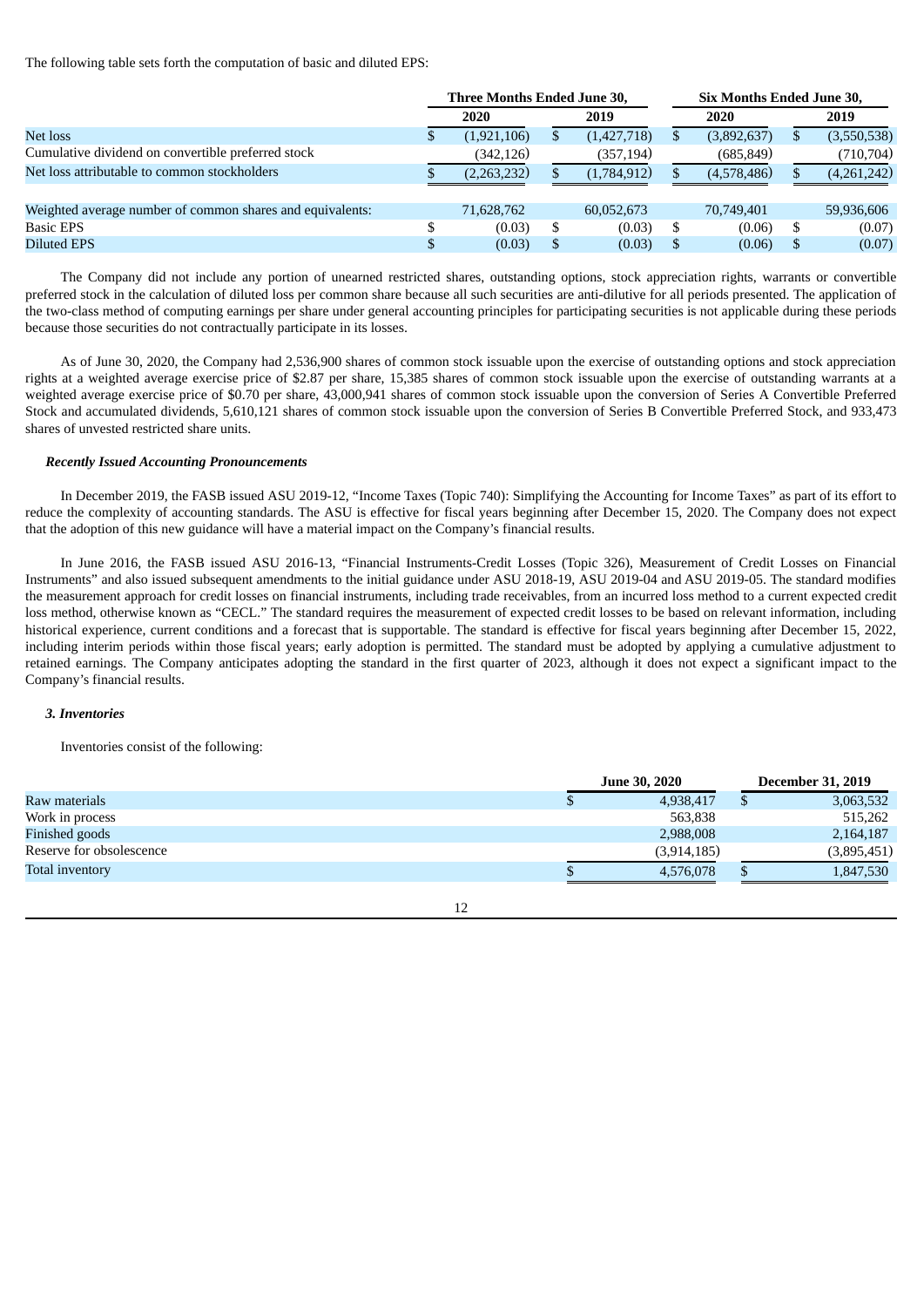The following table sets forth the computation of basic and diluted EPS:

| | Three Months Ended June 30, | | Six Months Ended June 30, | |
|---|---|---|---|---|
| | 2020 | 2019 | 2020 | 2019 |
| Net loss | $ (1,921,106) | $ (1,427,718) | $ (3,892,637) | $ (3,550,538) |
| Cumulative dividend on convertible preferred stock | (342,126) | (357,194) | (685,849) | (710,704) |
| Net loss attributable to common stockholders | $ (2,263,232) | $ (1,784,912) | $ (4,578,486) | $ (4,261,242) |
| | | | | |
| Weighted average number of common shares and equivalents: | 71,628,762 | 60,052,673 | 70,749,401 | 59,936,606 |
| Basic EPS | $ (0.03) | $ (0.03) | $ (0.06) | $ (0.07) |
| Diluted EPS | $ (0.03) | $ (0.03) | $ (0.06) | $ (0.07) |

The Company did not include any portion of unearned restricted shares, outstanding options, stock appreciation rights, warrants or convertible preferred stock in the calculation of diluted loss per common share because all such securities are anti-dilutive for all periods presented. The application of the two-class method of computing earnings per share under general accounting principles for participating securities is not applicable during these periods because those securities do not contractually participate in its losses.

As of June 30, 2020, the Company had 2,536,900 shares of common stock issuable upon the exercise of outstanding options and stock appreciation rights at a weighted average exercise price of $2.87 per share, 15,385 shares of common stock issuable upon the exercise of outstanding warrants at a weighted average exercise price of $0.70 per share, 43,000,941 shares of common stock issuable upon the conversion of Series A Convertible Preferred Stock and accumulated dividends, 5,610,121 shares of common stock issuable upon the conversion of Series B Convertible Preferred Stock, and 933,473 shares of unvested restricted share units.

***Recently Issued Accounting Pronouncements***

In December 2019, the FASB issued ASU 2019-12, "Income Taxes (Topic 740): Simplifying the Accounting for Income Taxes" as part of its effort to reduce the complexity of accounting standards. The ASU is effective for fiscal years beginning after December 15, 2020. The Company does not expect that the adoption of this new guidance will have a material impact on the Company's financial results.

In June 2016, the FASB issued ASU 2016-13, "Financial Instruments-Credit Losses (Topic 326), Measurement of Credit Losses on Financial Instruments" and also issued subsequent amendments to the initial guidance under ASU 2018-19, ASU 2019-04 and ASU 2019-05. The standard modifies the measurement approach for credit losses on financial instruments, including trade receivables, from an incurred loss method to a current expected credit loss method, otherwise known as "CECL." The standard requires the measurement of expected credit losses to be based on relevant information, including historical experience, current conditions and a forecast that is supportable. The standard is effective for fiscal years beginning after December 15, 2022, including interim periods within those fiscal years; early adoption is permitted. The standard must be adopted by applying a cumulative adjustment to retained earnings. The Company anticipates adopting the standard in the first quarter of 2023, although it does not expect a significant impact to the Company's financial results.

***3. Inventories***

Inventories consist of the following:

| | June 30, 2020 | December 31, 2019 |
|---|---|---|
| Raw materials | $ 4,938,417 | $ 3,063,532 |
| Work in process | 563,838 | 515,262 |
| Finished goods | 2,988,008 | 2,164,187 |
| Reserve for obsolescence | (3,914,185) | (3,895,451) |
| Total inventory | $ 4,576,078 | $ 1,847,530 |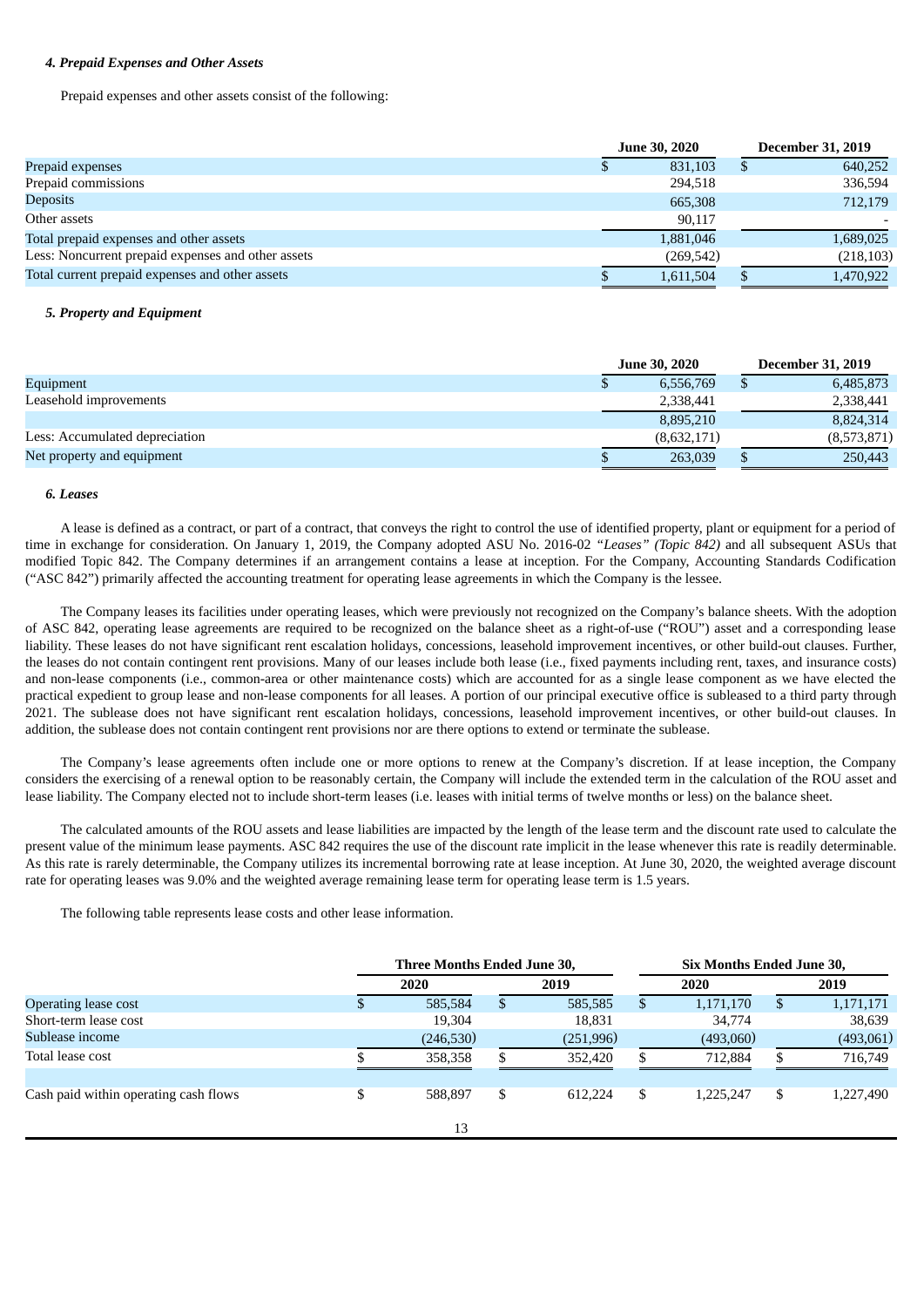#### *4. Prepaid Expenses and Other Assets*

Prepaid expenses and other assets consist of the following:

| | June 30, 2020 | December 31, 2019 |
|---|---|---|
| Prepaid expenses | $ 831,103 | $ 640,252 |
| Prepaid commissions | 294,518 | 336,594 |
| Deposits | 665,308 | 712,179 |
| Other assets | 90,117 | - |
| Total prepaid expenses and other assets | 1,881,046 | 1,689,025 |
| Less: Noncurrent prepaid expenses and other assets | (269,542) | (218,103) |
| Total current prepaid expenses and other assets | $ 1,611,504 | $ 1,470,922 |

#### *5. Property and Equipment*

| | June 30, 2020 | December 31, 2019 |
|---|---|---|
| Equipment | $ 6,556,769 | $ 6,485,873 |
| Leasehold improvements | 2,338,441 | 2,338,441 |
| | 8,895,210 | 8,824,314 |
| Less: Accumulated depreciation | (8,632,171) | (8,573,871) |
| Net property and equipment | $ 263,039 | $ 250,443 |

#### *6. Leases*

A lease is defined as a contract, or part of a contract, that conveys the right to control the use of identified property, plant or equipment for a period of time in exchange for consideration. On January 1, 2019, the Company adopted ASU No. 2016-02 *"Leases" (Topic 842)* and all subsequent ASUs that modified Topic 842. The Company determines if an arrangement contains a lease at inception. For the Company, Accounting Standards Codification ("ASC 842") primarily affected the accounting treatment for operating lease agreements in which the Company is the lessee.

The Company leases its facilities under operating leases, which were previously not recognized on the Company's balance sheets. With the adoption of ASC 842, operating lease agreements are required to be recognized on the balance sheet as a right-of-use ("ROU") asset and a corresponding lease liability. These leases do not have significant rent escalation holidays, concessions, leasehold improvement incentives, or other build-out clauses. Further, the leases do not contain contingent rent provisions. Many of our leases include both lease (i.e., fixed payments including rent, taxes, and insurance costs) and non-lease components (i.e., common-area or other maintenance costs) which are accounted for as a single lease component as we have elected the practical expedient to group lease and non-lease components for all leases. A portion of our principal executive office is subleased to a third party through 2021. The sublease does not have significant rent escalation holidays, concessions, leasehold improvement incentives, or other build-out clauses. In addition, the sublease does not contain contingent rent provisions nor are there options to extend or terminate the sublease.

The Company's lease agreements often include one or more options to renew at the Company's discretion. If at lease inception, the Company considers the exercising of a renewal option to be reasonably certain, the Company will include the extended term in the calculation of the ROU asset and lease liability. The Company elected not to include short-term leases (i.e. leases with initial terms of twelve months or less) on the balance sheet.

The calculated amounts of the ROU assets and lease liabilities are impacted by the length of the lease term and the discount rate used to calculate the present value of the minimum lease payments. ASC 842 requires the use of the discount rate implicit in the lease whenever this rate is readily determinable. As this rate is rarely determinable, the Company utilizes its incremental borrowing rate at lease inception. At June 30, 2020, the weighted average discount rate for operating leases was 9.0% and the weighted average remaining lease term for operating lease term is 1.5 years.

The following table represents lease costs and other lease information.

| | Three Months Ended June 30, | | Six Months Ended June 30, | |
|---|---|---|---|---|
| | 2020 | 2019 | 2020 | 2019 |
| Operating lease cost | $ 585,584 | $ 585,585 | $ 1,171,170 | $ 1,171,171 |
| Short-term lease cost | 19,304 | 18,831 | 34,774 | 38,639 |
| Sublease income | (246,530) | (251,996) | (493,060) | (493,061) |
| Total lease cost | $ 358,358 | $ 352,420 | $ 712,884 | $ 716,749 |
| | | | | |
| Cash paid within operating cash flows | $ 588,897 | $ 612,224 | $ 1,225,247 | $ 1,227,490 |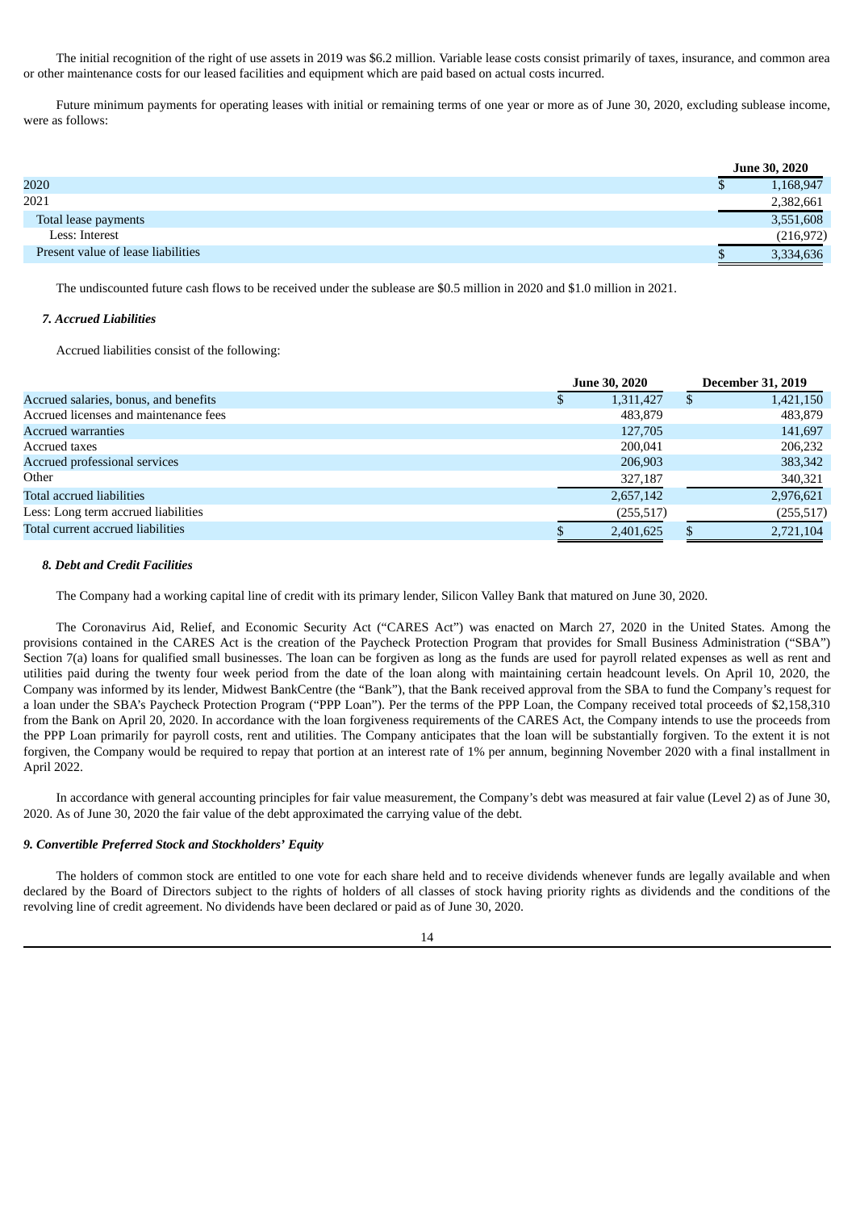The initial recognition of the right of use assets in 2019 was $6.2 million. Variable lease costs consist primarily of taxes, insurance, and common area or other maintenance costs for our leased facilities and equipment which are paid based on actual costs incurred.

Future minimum payments for operating leases with initial or remaining terms of one year or more as of June 30, 2020, excluding sublease income, were as follows:

| | June 30, 2020 |
|---|---|
| 2020 | $ 1,168,947 |
| 2021 | 2,382,661 |
| Total lease payments | 3,551,608 |
| Less: Interest | (216,972) |
| Present value of lease liabilities | $ 3,334,636 |

The undiscounted future cash flows to be received under the sublease are $0.5 million in 2020 and $1.0 million in 2021.

### *7. Accrued Liabilities*

Accrued liabilities consist of the following:

| | June 30, 2020 | December 31, 2019 |
|---|---|---|
| Accrued salaries, bonus, and benefits | $ 1,311,427 | $ 1,421,150 |
| Accrued licenses and maintenance fees | 483,879 | 483,879 |
| Accrued warranties | 127,705 | 141,697 |
| Accrued taxes | 200,041 | 206,232 |
| Accrued professional services | 206,903 | 383,342 |
| Other | 327,187 | 340,321 |
| Total accrued liabilities | 2,657,142 | 2,976,621 |
| Less: Long term accrued liabilities | (255,517) | (255,517) |
| Total current accrued liabilities | $ 2,401,625 | $ 2,721,104 |

### *8. Debt and Credit Facilities*

The Company had a working capital line of credit with its primary lender, Silicon Valley Bank that matured on June 30, 2020.

The Coronavirus Aid, Relief, and Economic Security Act ("CARES Act") was enacted on March 27, 2020 in the United States. Among the provisions contained in the CARES Act is the creation of the Paycheck Protection Program that provides for Small Business Administration ("SBA") Section 7(a) loans for qualified small businesses. The loan can be forgiven as long as the funds are used for payroll related expenses as well as rent and utilities paid during the twenty four week period from the date of the loan along with maintaining certain headcount levels. On April 10, 2020, the Company was informed by its lender, Midwest BankCentre (the "Bank"), that the Bank received approval from the SBA to fund the Company's request for a loan under the SBA's Paycheck Protection Program ("PPP Loan"). Per the terms of the PPP Loan, the Company received total proceeds of $2,158,310 from the Bank on April 20, 2020. In accordance with the loan forgiveness requirements of the CARES Act, the Company intends to use the proceeds from the PPP Loan primarily for payroll costs, rent and utilities. The Company anticipates that the loan will be substantially forgiven. To the extent it is not forgiven, the Company would be required to repay that portion at an interest rate of 1% per annum, beginning November 2020 with a final installment in April 2022.

In accordance with general accounting principles for fair value measurement, the Company's debt was measured at fair value (Level 2) as of June 30, 2020. As of June 30, 2020 the fair value of the debt approximated the carrying value of the debt.

### *9. Convertible Preferred Stock and Stockholders' Equity*

The holders of common stock are entitled to one vote for each share held and to receive dividends whenever funds are legally available and when declared by the Board of Directors subject to the rights of holders of all classes of stock having priority rights as dividends and the conditions of the revolving line of credit agreement. No dividends have been declared or paid as of June 30, 2020.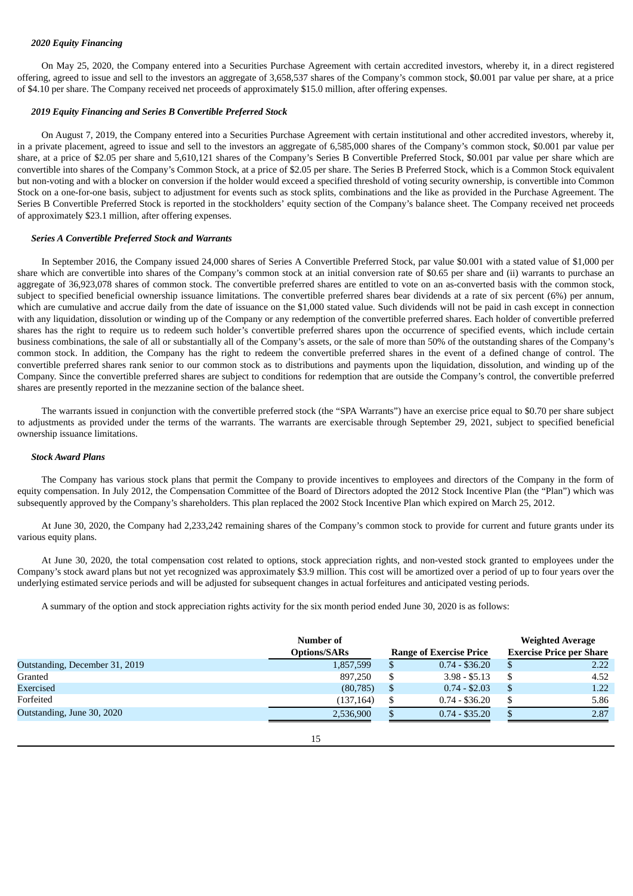### *2020 Equity Financing*

On May 25, 2020, the Company entered into a Securities Purchase Agreement with certain accredited investors, whereby it, in a direct registered offering, agreed to issue and sell to the investors an aggregate of 3,658,537 shares of the Company's common stock, $0.001 par value per share, at a price of $4.10 per share. The Company received net proceeds of approximately $15.0 million, after offering expenses.

### *2019 Equity Financing and Series B Convertible Preferred Stock*

On August 7, 2019, the Company entered into a Securities Purchase Agreement with certain institutional and other accredited investors, whereby it, in a private placement, agreed to issue and sell to the investors an aggregate of 6,585,000 shares of the Company's common stock, $0.001 par value per share, at a price of $2.05 per share and 5,610,121 shares of the Company's Series B Convertible Preferred Stock, $0.001 par value per share which are convertible into shares of the Company's Common Stock, at a price of $2.05 per share. The Series B Preferred Stock, which is a Common Stock equivalent but non-voting and with a blocker on conversion if the holder would exceed a specified threshold of voting security ownership, is convertible into Common Stock on a one-for-one basis, subject to adjustment for events such as stock splits, combinations and the like as provided in the Purchase Agreement. The Series B Convertible Preferred Stock is reported in the stockholders' equity section of the Company's balance sheet. The Company received net proceeds of approximately $23.1 million, after offering expenses.

### *Series A Convertible Preferred Stock and Warrants*

In September 2016, the Company issued 24,000 shares of Series A Convertible Preferred Stock, par value $0.001 with a stated value of $1,000 per share which are convertible into shares of the Company's common stock at an initial conversion rate of $0.65 per share and (ii) warrants to purchase an aggregate of 36,923,078 shares of common stock. The convertible preferred shares are entitled to vote on an as-converted basis with the common stock, subject to specified beneficial ownership issuance limitations. The convertible preferred shares bear dividends at a rate of six percent (6%) per annum, which are cumulative and accrue daily from the date of issuance on the $1,000 stated value. Such dividends will not be paid in cash except in connection with any liquidation, dissolution or winding up of the Company or any redemption of the convertible preferred shares. Each holder of convertible preferred shares has the right to require us to redeem such holder's convertible preferred shares upon the occurrence of specified events, which include certain business combinations, the sale of all or substantially all of the Company's assets, or the sale of more than 50% of the outstanding shares of the Company's common stock. In addition, the Company has the right to redeem the convertible preferred shares in the event of a defined change of control. The convertible preferred shares rank senior to our common stock as to distributions and payments upon the liquidation, dissolution, and winding up of the Company. Since the convertible preferred shares are subject to conditions for redemption that are outside the Company's control, the convertible preferred shares are presently reported in the mezzanine section of the balance sheet.

The warrants issued in conjunction with the convertible preferred stock (the "SPA Warrants") have an exercise price equal to $0.70 per share subject to adjustments as provided under the terms of the warrants. The warrants are exercisable through September 29, 2021, subject to specified beneficial ownership issuance limitations.

### *Stock Award Plans*

The Company has various stock plans that permit the Company to provide incentives to employees and directors of the Company in the form of equity compensation. In July 2012, the Compensation Committee of the Board of Directors adopted the 2012 Stock Incentive Plan (the "Plan") which was subsequently approved by the Company's shareholders. This plan replaced the 2002 Stock Incentive Plan which expired on March 25, 2012.

At June 30, 2020, the Company had 2,233,242 remaining shares of the Company's common stock to provide for current and future grants under its various equity plans.

At June 30, 2020, the total compensation cost related to options, stock appreciation rights, and non-vested stock granted to employees under the Company's stock award plans but not yet recognized was approximately $3.9 million. This cost will be amortized over a period of up to four years over the underlying estimated service periods and will be adjusted for subsequent changes in actual forfeitures and anticipated vesting periods.

A summary of the option and stock appreciation rights activity for the six month period ended June 30, 2020 is as follows:

| | Number of Options/SARs | Range of Exercise Price | Weighted Average Exercise Price per Share |
|---|---|---|---|
| Outstanding, December 31, 2019 | 1,857,599 | $ 0.74 - $36.20 | $ 2.22 |
| Granted | 897,250 | $ 3.98 - $5.13 | $ 4.52 |
| Exercised | (80,785) | $ 0.74 - $2.03 | $ 1.22 |
| Forfeited | (137,164) | $ 0.74 - $36.20 | $ 5.86 |
| Outstanding, June 30, 2020 | 2,536,900 | $ 0.74 - $35.20 | $ 2.87 |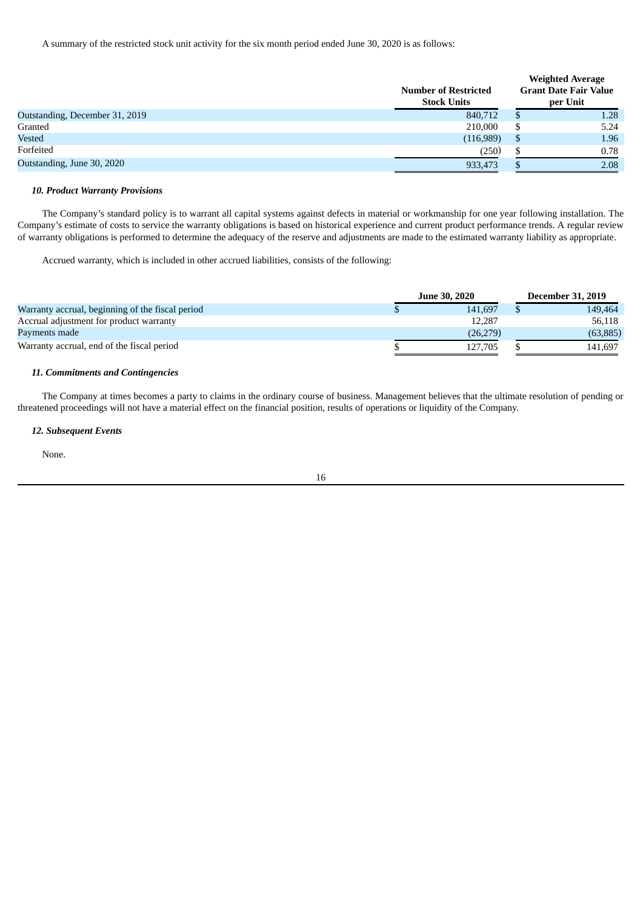A summary of the restricted stock unit activity for the six month period ended June 30, 2020 is as follows:

| | Number of Restricted Stock Units | Weighted Average Grant Date Fair Value per Unit |
|---|---|---|
| Outstanding, December 31, 2019 | 840,712 | $ 1.28 |
| Granted | 210,000 | $ 5.24 |
| Vested | (116,989) | $ 1.96 |
| Forfeited | (250) | $ 0.78 |
| Outstanding, June 30, 2020 | 933,473 | $ 2.08 |

***10. Product Warranty Provisions***

The Company's standard policy is to warrant all capital systems against defects in material or workmanship for one year following installation. The Company's estimate of costs to service the warranty obligations is based on historical experience and current product performance trends. A regular review of warranty obligations is performed to determine the adequacy of the reserve and adjustments are made to the estimated warranty liability as appropriate.

Accrued warranty, which is included in other accrued liabilities, consists of the following:

| | June 30, 2020 | December 31, 2019 |
|---|---|---|
| Warranty accrual, beginning of the fiscal period | $ 141,697 | $ 149,464 |
| Accrual adjustment for product warranty | 12,287 | 56,118 |
| Payments made | (26,279) | (63,885) |
| Warranty accrual, end of the fiscal period | $ 127,705 | $ 141,697 |

***11. Commitments and Contingencies***

The Company at times becomes a party to claims in the ordinary course of business. Management believes that the ultimate resolution of pending or threatened proceedings will not have a material effect on the financial position, results of operations or liquidity of the Company.

***12. Subsequent Events***

None.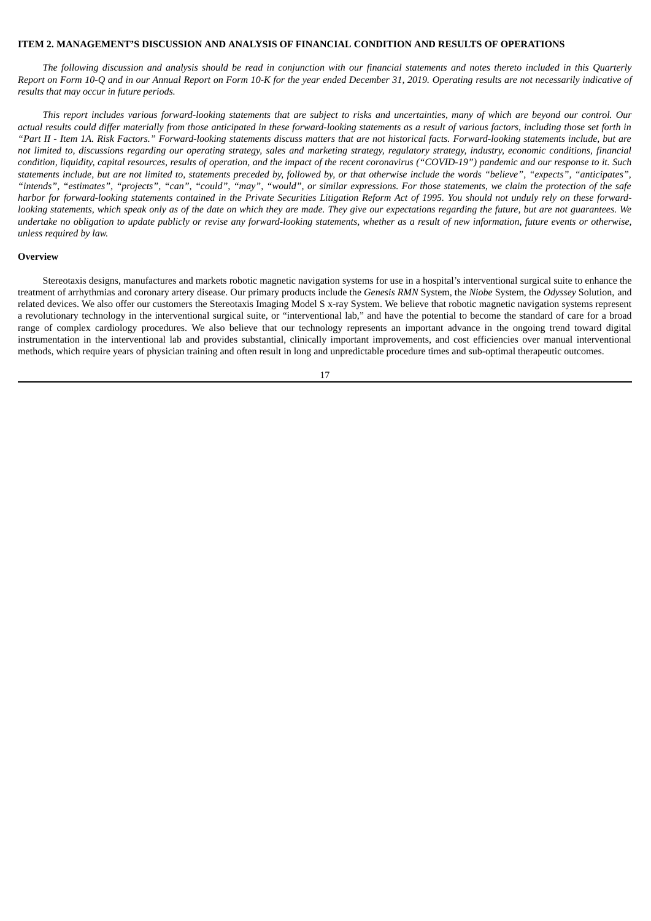## ITEM 2. MANAGEMENT'S DISCUSSION AND ANALYSIS OF FINANCIAL CONDITION AND RESULTS OF OPERATIONS

*The following discussion and analysis should be read in conjunction with our financial statements and notes thereto included in this Quarterly Report on Form 10-Q and in our Annual Report on Form 10-K for the year ended December 31, 2019. Operating results are not necessarily indicative of results that may occur in future periods.*

*This report includes various forward-looking statements that are subject to risks and uncertainties, many of which are beyond our control. Our actual results could differ materially from those anticipated in these forward-looking statements as a result of various factors, including those set forth in "Part II - Item 1A. Risk Factors." Forward-looking statements discuss matters that are not historical facts. Forward-looking statements include, but are not limited to, discussions regarding our operating strategy, sales and marketing strategy, regulatory strategy, industry, economic conditions, financial condition, liquidity, capital resources, results of operation, and the impact of the recent coronavirus ("COVID-19") pandemic and our response to it. Such statements include, but are not limited to, statements preceded by, followed by, or that otherwise include the words "believe", "expects", "anticipates", "intends", "estimates", "projects", "can", "could", "may", "would", or similar expressions. For those statements, we claim the protection of the safe harbor for forward-looking statements contained in the Private Securities Litigation Reform Act of 1995. You should not unduly rely on these forward-looking statements, which speak only as of the date on which they are made. They give our expectations regarding the future, but are not guarantees. We undertake no obligation to update publicly or revise any forward-looking statements, whether as a result of new information, future events or otherwise, unless required by law.*

### Overview

Stereotaxis designs, manufactures and markets robotic magnetic navigation systems for use in a hospital's interventional surgical suite to enhance the treatment of arrhythmias and coronary artery disease. Our primary products include the *Genesis RMN* System, the *Niobe* System, the *Odyssey* Solution, and related devices. We also offer our customers the Stereotaxis Imaging Model S x-ray System. We believe that robotic magnetic navigation systems represent a revolutionary technology in the interventional surgical suite, or "interventional lab," and have the potential to become the standard of care for a broad range of complex cardiology procedures. We also believe that our technology represents an important advance in the ongoing trend toward digital instrumentation in the interventional lab and provides substantial, clinically important improvements, and cost efficiencies over manual interventional methods, which require years of physician training and often result in long and unpredictable procedure times and sub-optimal therapeutic outcomes.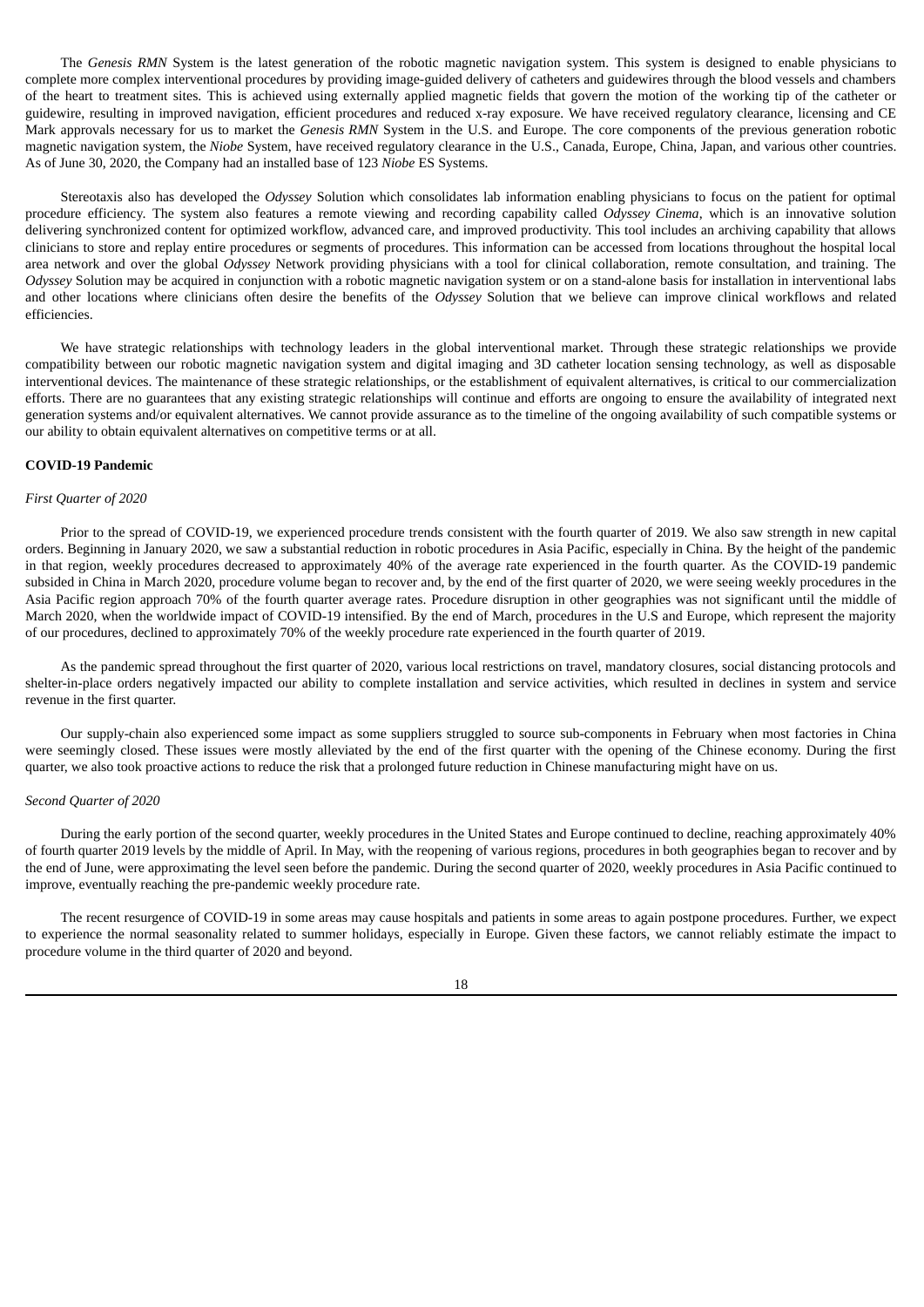The *Genesis RMN* System is the latest generation of the robotic magnetic navigation system. This system is designed to enable physicians to complete more complex interventional procedures by providing image-guided delivery of catheters and guidewires through the blood vessels and chambers of the heart to treatment sites. This is achieved using externally applied magnetic fields that govern the motion of the working tip of the catheter or guidewire, resulting in improved navigation, efficient procedures and reduced x-ray exposure. We have received regulatory clearance, licensing and CE Mark approvals necessary for us to market the *Genesis RMN* System in the U.S. and Europe. The core components of the previous generation robotic magnetic navigation system, the *Niobe* System, have received regulatory clearance in the U.S., Canada, Europe, China, Japan, and various other countries. As of June 30, 2020, the Company had an installed base of 123 *Niobe* ES Systems.

Stereotaxis also has developed the *Odyssey* Solution which consolidates lab information enabling physicians to focus on the patient for optimal procedure efficiency. The system also features a remote viewing and recording capability called *Odyssey Cinema*, which is an innovative solution delivering synchronized content for optimized workflow, advanced care, and improved productivity. This tool includes an archiving capability that allows clinicians to store and replay entire procedures or segments of procedures. This information can be accessed from locations throughout the hospital local area network and over the global *Odyssey* Network providing physicians with a tool for clinical collaboration, remote consultation, and training. The *Odyssey* Solution may be acquired in conjunction with a robotic magnetic navigation system or on a stand-alone basis for installation in interventional labs and other locations where clinicians often desire the benefits of the *Odyssey* Solution that we believe can improve clinical workflows and related efficiencies.

We have strategic relationships with technology leaders in the global interventional market. Through these strategic relationships we provide compatibility between our robotic magnetic navigation system and digital imaging and 3D catheter location sensing technology, as well as disposable interventional devices. The maintenance of these strategic relationships, or the establishment of equivalent alternatives, is critical to our commercialization efforts. There are no guarantees that any existing strategic relationships will continue and efforts are ongoing to ensure the availability of integrated next generation systems and/or equivalent alternatives. We cannot provide assurance as to the timeline of the ongoing availability of such compatible systems or our ability to obtain equivalent alternatives on competitive terms or at all.

**COVID-19 Pandemic**

*First Quarter of 2020*

Prior to the spread of COVID-19, we experienced procedure trends consistent with the fourth quarter of 2019. We also saw strength in new capital orders. Beginning in January 2020, we saw a substantial reduction in robotic procedures in Asia Pacific, especially in China. By the height of the pandemic in that region, weekly procedures decreased to approximately 40% of the average rate experienced in the fourth quarter. As the COVID-19 pandemic subsided in China in March 2020, procedure volume began to recover and, by the end of the first quarter of 2020, we were seeing weekly procedures in the Asia Pacific region approach 70% of the fourth quarter average rates. Procedure disruption in other geographies was not significant until the middle of March 2020, when the worldwide impact of COVID-19 intensified. By the end of March, procedures in the U.S and Europe, which represent the majority of our procedures, declined to approximately 70% of the weekly procedure rate experienced in the fourth quarter of 2019.

As the pandemic spread throughout the first quarter of 2020, various local restrictions on travel, mandatory closures, social distancing protocols and shelter-in-place orders negatively impacted our ability to complete installation and service activities, which resulted in declines in system and service revenue in the first quarter.

Our supply-chain also experienced some impact as some suppliers struggled to source sub-components in February when most factories in China were seemingly closed. These issues were mostly alleviated by the end of the first quarter with the opening of the Chinese economy. During the first quarter, we also took proactive actions to reduce the risk that a prolonged future reduction in Chinese manufacturing might have on us.

*Second Quarter of 2020*

During the early portion of the second quarter, weekly procedures in the United States and Europe continued to decline, reaching approximately 40% of fourth quarter 2019 levels by the middle of April. In May, with the reopening of various regions, procedures in both geographies began to recover and by the end of June, were approximating the level seen before the pandemic. During the second quarter of 2020, weekly procedures in Asia Pacific continued to improve, eventually reaching the pre-pandemic weekly procedure rate.

The recent resurgence of COVID-19 in some areas may cause hospitals and patients in some areas to again postpone procedures. Further, we expect to experience the normal seasonality related to summer holidays, especially in Europe. Given these factors, we cannot reliably estimate the impact to procedure volume in the third quarter of 2020 and beyond.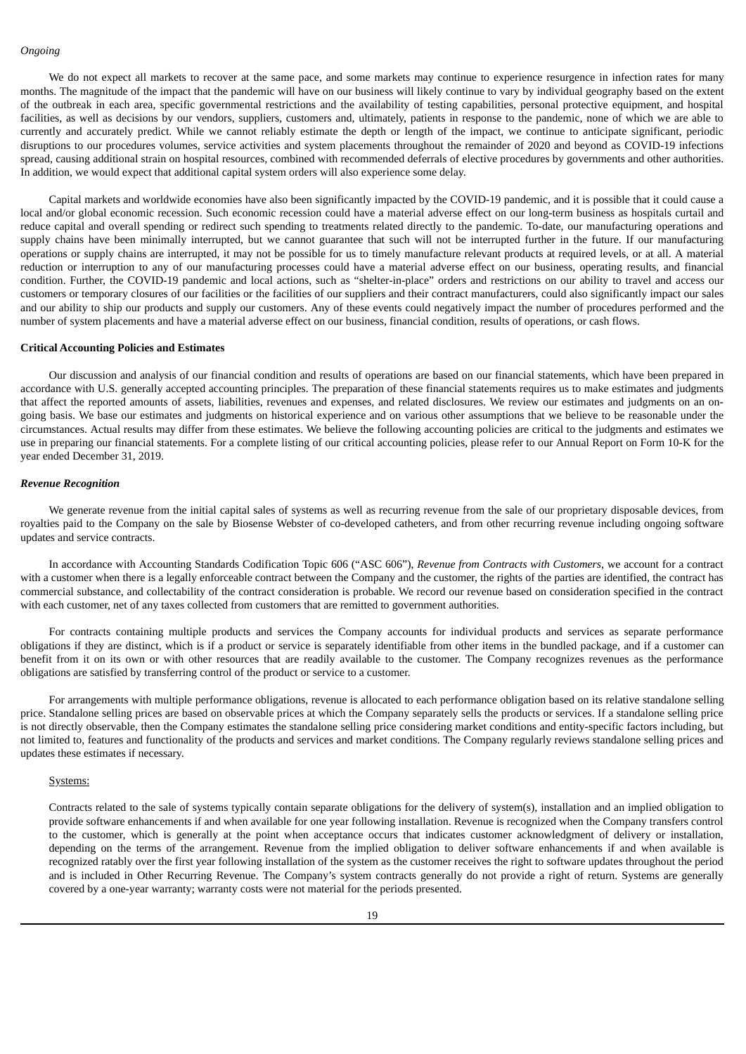*Ongoing*

We do not expect all markets to recover at the same pace, and some markets may continue to experience resurgence in infection rates for many months. The magnitude of the impact that the pandemic will have on our business will likely continue to vary by individual geography based on the extent of the outbreak in each area, specific governmental restrictions and the availability of testing capabilities, personal protective equipment, and hospital facilities, as well as decisions by our vendors, suppliers, customers and, ultimately, patients in response to the pandemic, none of which we are able to currently and accurately predict. While we cannot reliably estimate the depth or length of the impact, we continue to anticipate significant, periodic disruptions to our procedures volumes, service activities and system placements throughout the remainder of 2020 and beyond as COVID-19 infections spread, causing additional strain on hospital resources, combined with recommended deferrals of elective procedures by governments and other authorities. In addition, we would expect that additional capital system orders will also experience some delay.

Capital markets and worldwide economies have also been significantly impacted by the COVID-19 pandemic, and it is possible that it could cause a local and/or global economic recession. Such economic recession could have a material adverse effect on our long-term business as hospitals curtail and reduce capital and overall spending or redirect such spending to treatments related directly to the pandemic. To-date, our manufacturing operations and supply chains have been minimally interrupted, but we cannot guarantee that such will not be interrupted further in the future. If our manufacturing operations or supply chains are interrupted, it may not be possible for us to timely manufacture relevant products at required levels, or at all. A material reduction or interruption to any of our manufacturing processes could have a material adverse effect on our business, operating results, and financial condition. Further, the COVID-19 pandemic and local actions, such as "shelter-in-place" orders and restrictions on our ability to travel and access our customers or temporary closures of our facilities or the facilities of our suppliers and their contract manufacturers, could also significantly impact our sales and our ability to ship our products and supply our customers. Any of these events could negatively impact the number of procedures performed and the number of system placements and have a material adverse effect on our business, financial condition, results of operations, or cash flows.

**Critical Accounting Policies and Estimates**

Our discussion and analysis of our financial condition and results of operations are based on our financial statements, which have been prepared in accordance with U.S. generally accepted accounting principles. The preparation of these financial statements requires us to make estimates and judgments that affect the reported amounts of assets, liabilities, revenues and expenses, and related disclosures. We review our estimates and judgments on an on-going basis. We base our estimates and judgments on historical experience and on various other assumptions that we believe to be reasonable under the circumstances. Actual results may differ from these estimates. We believe the following accounting policies are critical to the judgments and estimates we use in preparing our financial statements. For a complete listing of our critical accounting policies, please refer to our Annual Report on Form 10-K for the year ended December 31, 2019.

***Revenue Recognition***

We generate revenue from the initial capital sales of systems as well as recurring revenue from the sale of our proprietary disposable devices, from royalties paid to the Company on the sale by Biosense Webster of co-developed catheters, and from other recurring revenue including ongoing software updates and service contracts.

In accordance with Accounting Standards Codification Topic 606 ("ASC 606"), *Revenue from Contracts with Customers*, we account for a contract with a customer when there is a legally enforceable contract between the Company and the customer, the rights of the parties are identified, the contract has commercial substance, and collectability of the contract consideration is probable. We record our revenue based on consideration specified in the contract with each customer, net of any taxes collected from customers that are remitted to government authorities.

For contracts containing multiple products and services the Company accounts for individual products and services as separate performance obligations if they are distinct, which is if a product or service is separately identifiable from other items in the bundled package, and if a customer can benefit from it on its own or with other resources that are readily available to the customer. The Company recognizes revenues as the performance obligations are satisfied by transferring control of the product or service to a customer.

For arrangements with multiple performance obligations, revenue is allocated to each performance obligation based on its relative standalone selling price. Standalone selling prices are based on observable prices at which the Company separately sells the products or services. If a standalone selling price is not directly observable, then the Company estimates the standalone selling price considering market conditions and entity-specific factors including, but not limited to, features and functionality of the products and services and market conditions. The Company regularly reviews standalone selling prices and updates these estimates if necessary.

Systems:

Contracts related to the sale of systems typically contain separate obligations for the delivery of system(s), installation and an implied obligation to provide software enhancements if and when available for one year following installation. Revenue is recognized when the Company transfers control to the customer, which is generally at the point when acceptance occurs that indicates customer acknowledgment of delivery or installation, depending on the terms of the arrangement. Revenue from the implied obligation to deliver software enhancements if and when available is recognized ratably over the first year following installation of the system as the customer receives the right to software updates throughout the period and is included in Other Recurring Revenue. The Company's system contracts generally do not provide a right of return. Systems are generally covered by a one-year warranty; warranty costs were not material for the periods presented.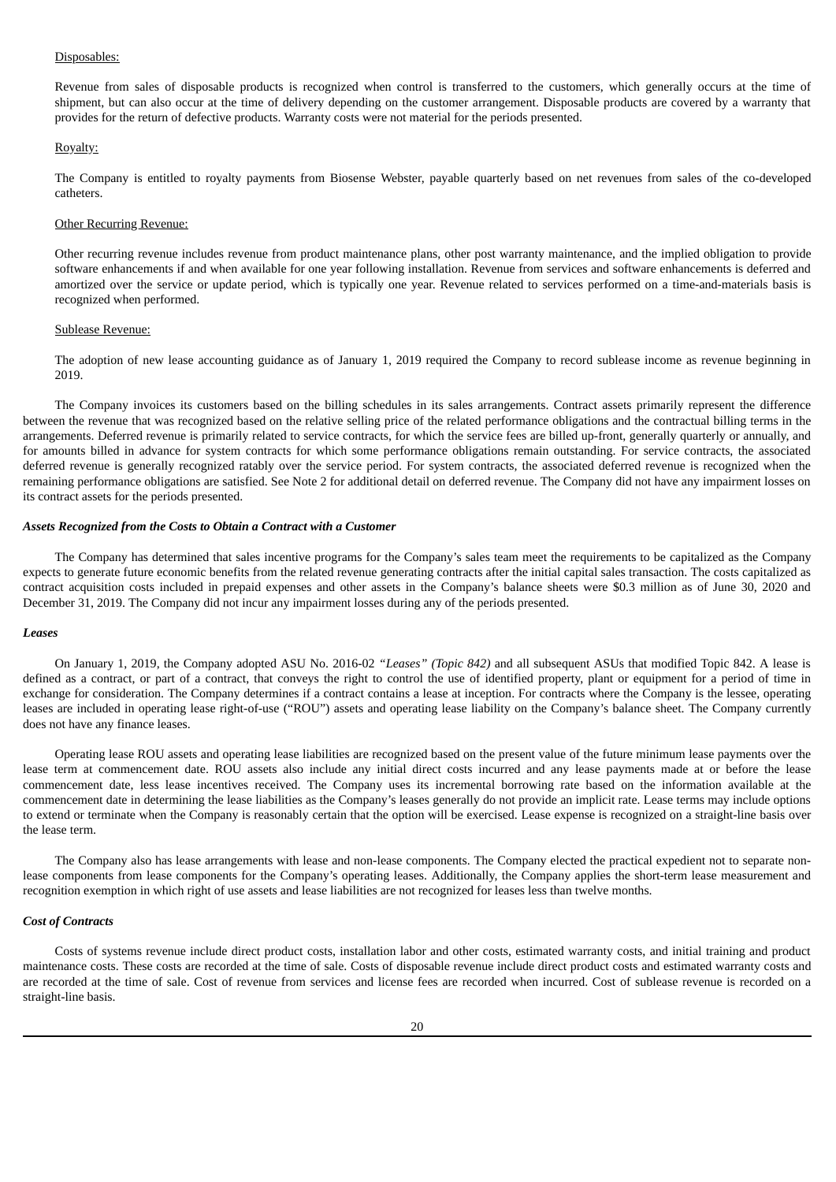Disposables:

Revenue from sales of disposable products is recognized when control is transferred to the customers, which generally occurs at the time of shipment, but can also occur at the time of delivery depending on the customer arrangement. Disposable products are covered by a warranty that provides for the return of defective products. Warranty costs were not material for the periods presented.

Royalty:

The Company is entitled to royalty payments from Biosense Webster, payable quarterly based on net revenues from sales of the co-developed catheters.

Other Recurring Revenue:

Other recurring revenue includes revenue from product maintenance plans, other post warranty maintenance, and the implied obligation to provide software enhancements if and when available for one year following installation. Revenue from services and software enhancements is deferred and amortized over the service or update period, which is typically one year. Revenue related to services performed on a time-and-materials basis is recognized when performed.

Sublease Revenue:

The adoption of new lease accounting guidance as of January 1, 2019 required the Company to record sublease income as revenue beginning in 2019.

The Company invoices its customers based on the billing schedules in its sales arrangements. Contract assets primarily represent the difference between the revenue that was recognized based on the relative selling price of the related performance obligations and the contractual billing terms in the arrangements. Deferred revenue is primarily related to service contracts, for which the service fees are billed up-front, generally quarterly or annually, and for amounts billed in advance for system contracts for which some performance obligations remain outstanding. For service contracts, the associated deferred revenue is generally recognized ratably over the service period. For system contracts, the associated deferred revenue is recognized when the remaining performance obligations are satisfied. See Note 2 for additional detail on deferred revenue. The Company did not have any impairment losses on its contract assets for the periods presented.

***Assets Recognized from the Costs to Obtain a Contract with a Customer***

The Company has determined that sales incentive programs for the Company's sales team meet the requirements to be capitalized as the Company expects to generate future economic benefits from the related revenue generating contracts after the initial capital sales transaction. The costs capitalized as contract acquisition costs included in prepaid expenses and other assets in the Company's balance sheets were $0.3 million as of June 30, 2020 and December 31, 2019. The Company did not incur any impairment losses during any of the periods presented.

***Leases***

On January 1, 2019, the Company adopted ASU No. 2016-02 *"Leases" (Topic 842)* and all subsequent ASUs that modified Topic 842. A lease is defined as a contract, or part of a contract, that conveys the right to control the use of identified property, plant or equipment for a period of time in exchange for consideration. The Company determines if a contract contains a lease at inception. For contracts where the Company is the lessee, operating leases are included in operating lease right-of-use ("ROU") assets and operating lease liability on the Company's balance sheet. The Company currently does not have any finance leases.

Operating lease ROU assets and operating lease liabilities are recognized based on the present value of the future minimum lease payments over the lease term at commencement date. ROU assets also include any initial direct costs incurred and any lease payments made at or before the lease commencement date, less lease incentives received. The Company uses its incremental borrowing rate based on the information available at the commencement date in determining the lease liabilities as the Company's leases generally do not provide an implicit rate. Lease terms may include options to extend or terminate when the Company is reasonably certain that the option will be exercised. Lease expense is recognized on a straight-line basis over the lease term.

The Company also has lease arrangements with lease and non-lease components. The Company elected the practical expedient not to separate non-lease components from lease components for the Company's operating leases. Additionally, the Company applies the short-term lease measurement and recognition exemption in which right of use assets and lease liabilities are not recognized for leases less than twelve months.

***Cost of Contracts***

Costs of systems revenue include direct product costs, installation labor and other costs, estimated warranty costs, and initial training and product maintenance costs. These costs are recorded at the time of sale. Costs of disposable revenue include direct product costs and estimated warranty costs and are recorded at the time of sale. Cost of revenue from services and license fees are recorded when incurred. Cost of sublease revenue is recorded on a straight-line basis.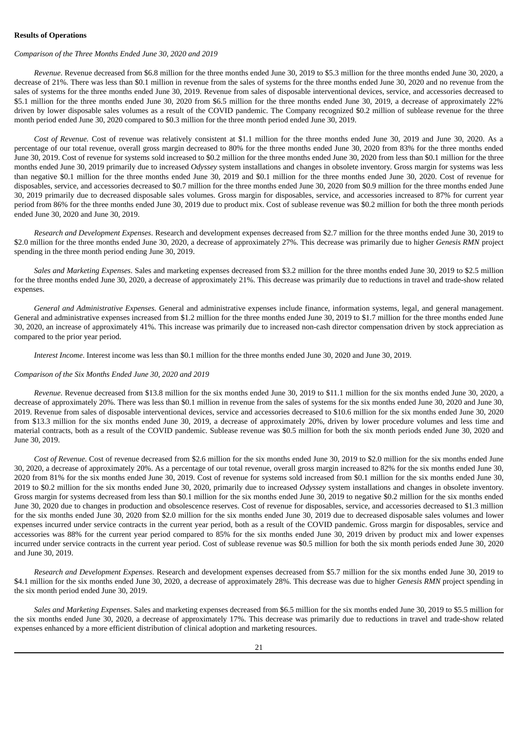## Results of Operations

*Comparison of the Three Months Ended June 30, 2020 and 2019*

*Revenue*. Revenue decreased from $6.8 million for the three months ended June 30, 2019 to $5.3 million for the three months ended June 30, 2020, a decrease of 21%. There was less than $0.1 million in revenue from the sales of systems for the three months ended June 30, 2020 and no revenue from the sales of systems for the three months ended June 30, 2019. Revenue from sales of disposable interventional devices, service, and accessories decreased to $5.1 million for the three months ended June 30, 2020 from $6.5 million for the three months ended June 30, 2019, a decrease of approximately 22% driven by lower disposable sales volumes as a result of the COVID pandemic. The Company recognized $0.2 million of sublease revenue for the three month period ended June 30, 2020 compared to $0.3 million for the three month period ended June 30, 2019.

*Cost of Revenue.* Cost of revenue was relatively consistent at $1.1 million for the three months ended June 30, 2019 and June 30, 2020. As a percentage of our total revenue, overall gross margin decreased to 80% for the three months ended June 30, 2020 from 83% for the three months ended June 30, 2019. Cost of revenue for systems sold increased to $0.2 million for the three months ended June 30, 2020 from less than $0.1 million for the three months ended June 30, 2019 primarily due to increased *Odyssey* system installations and changes in obsolete inventory. Gross margin for systems was less than negative $0.1 million for the three months ended June 30, 2019 and $0.1 million for the three months ended June 30, 2020. Cost of revenue for disposables, service, and accessories decreased to $0.7 million for the three months ended June 30, 2020 from $0.9 million for the three months ended June 30, 2019 primarily due to decreased disposable sales volumes. Gross margin for disposables, service, and accessories increased to 87% for current year period from 86% for the three months ended June 30, 2019 due to product mix. Cost of sublease revenue was $0.2 million for both the three month periods ended June 30, 2020 and June 30, 2019.

*Research and Development Expenses*. Research and development expenses decreased from $2.7 million for the three months ended June 30, 2019 to $2.0 million for the three months ended June 30, 2020, a decrease of approximately 27%. This decrease was primarily due to higher *Genesis RMN* project spending in the three month period ending June 30, 2019.

*Sales and Marketing Expenses*. Sales and marketing expenses decreased from $3.2 million for the three months ended June 30, 2019 to $2.5 million for the three months ended June 30, 2020, a decrease of approximately 21%. This decrease was primarily due to reductions in travel and trade-show related expenses.

*General and Administrative Expenses.* General and administrative expenses include finance, information systems, legal, and general management. General and administrative expenses increased from $1.2 million for the three months ended June 30, 2019 to $1.7 million for the three months ended June 30, 2020, an increase of approximately 41%. This increase was primarily due to increased non-cash director compensation driven by stock appreciation as compared to the prior year period.

*Interest Income*. Interest income was less than $0.1 million for the three months ended June 30, 2020 and June 30, 2019.

*Comparison of the Six Months Ended June 30, 2020 and 2019*

*Revenue*. Revenue decreased from $13.8 million for the six months ended June 30, 2019 to $11.1 million for the six months ended June 30, 2020, a decrease of approximately 20%. There was less than $0.1 million in revenue from the sales of systems for the six months ended June 30, 2020 and June 30, 2019. Revenue from sales of disposable interventional devices, service and accessories decreased to $10.6 million for the six months ended June 30, 2020 from $13.3 million for the six months ended June 30, 2019, a decrease of approximately 20%, driven by lower procedure volumes and less time and material contracts, both as a result of the COVID pandemic. Sublease revenue was $0.5 million for both the six month periods ended June 30, 2020 and June 30, 2019.

*Cost of Revenue.* Cost of revenue decreased from $2.6 million for the six months ended June 30, 2019 to $2.0 million for the six months ended June 30, 2020, a decrease of approximately 20%. As a percentage of our total revenue, overall gross margin increased to 82% for the six months ended June 30, 2020 from 81% for the six months ended June 30, 2019. Cost of revenue for systems sold increased from $0.1 million for the six months ended June 30, 2019 to $0.2 million for the six months ended June 30, 2020, primarily due to increased *Odyssey* system installations and changes in obsolete inventory. Gross margin for systems decreased from less than $0.1 million for the six months ended June 30, 2019 to negative $0.2 million for the six months ended June 30, 2020 due to changes in production and obsolescence reserves. Cost of revenue for disposables, service, and accessories decreased to $1.3 million for the six months ended June 30, 2020 from $2.0 million for the six months ended June 30, 2019 due to decreased disposable sales volumes and lower expenses incurred under service contracts in the current year period, both as a result of the COVID pandemic. Gross margin for disposables, service and accessories was 88% for the current year period compared to 85% for the six months ended June 30, 2019 driven by product mix and lower expenses incurred under service contracts in the current year period. Cost of sublease revenue was $0.5 million for both the six month periods ended June 30, 2020 and June 30, 2019.

*Research and Development Expenses*. Research and development expenses decreased from $5.7 million for the six months ended June 30, 2019 to $4.1 million for the six months ended June 30, 2020, a decrease of approximately 28%. This decrease was due to higher *Genesis RMN* project spending in the six month period ended June 30, 2019.

*Sales and Marketing Expenses*. Sales and marketing expenses decreased from $6.5 million for the six months ended June 30, 2019 to $5.5 million for the six months ended June 30, 2020, a decrease of approximately 17%. This decrease was primarily due to reductions in travel and trade-show related expenses enhanced by a more efficient distribution of clinical adoption and marketing resources.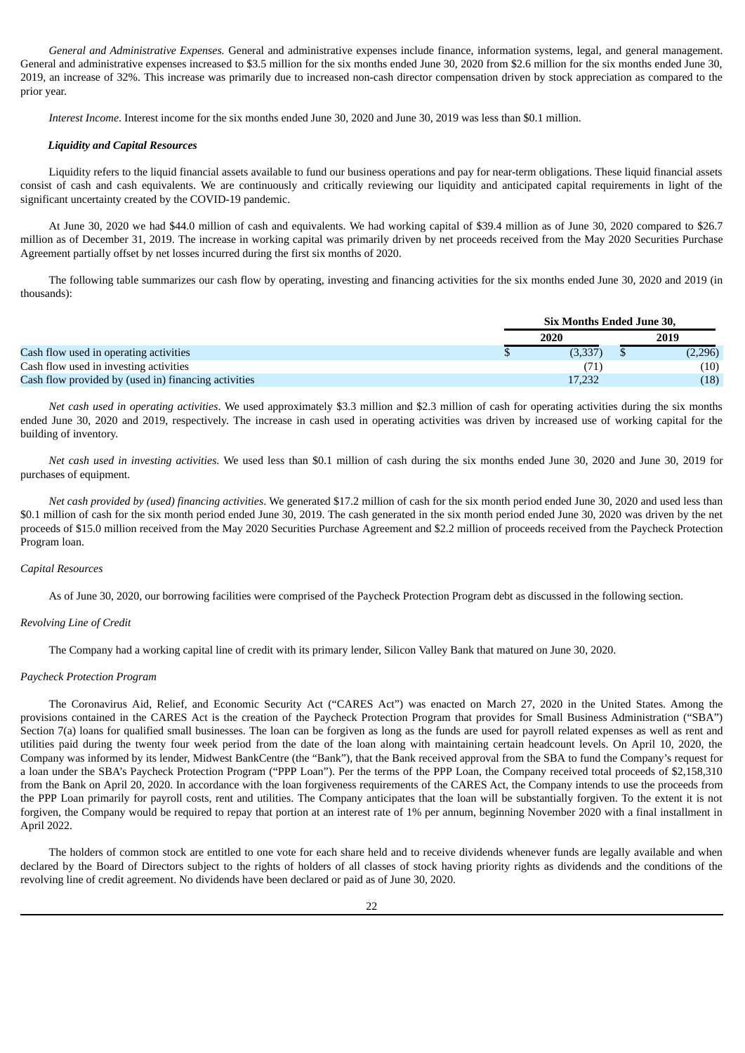*General and Administrative Expenses.* General and administrative expenses include finance, information systems, legal, and general management. General and administrative expenses increased to $3.5 million for the six months ended June 30, 2020 from $2.6 million for the six months ended June 30, 2019, an increase of 32%. This increase was primarily due to increased non-cash director compensation driven by stock appreciation as compared to the prior year.

*Interest Income*. Interest income for the six months ended June 30, 2020 and June 30, 2019 was less than $0.1 million.

***Liquidity and Capital Resources***

Liquidity refers to the liquid financial assets available to fund our business operations and pay for near-term obligations. These liquid financial assets consist of cash and cash equivalents. We are continuously and critically reviewing our liquidity and anticipated capital requirements in light of the significant uncertainty created by the COVID-19 pandemic.

At June 30, 2020 we had $44.0 million of cash and equivalents. We had working capital of $39.4 million as of June 30, 2020 compared to $26.7 million as of December 31, 2019. The increase in working capital was primarily driven by net proceeds received from the May 2020 Securities Purchase Agreement partially offset by net losses incurred during the first six months of 2020.

The following table summarizes our cash flow by operating, investing and financing activities for the six months ended June 30, 2020 and 2019 (in thousands):

| | Six Months Ended June 30, | |
|---|---|---|
| | 2020 | 2019 |
| Cash flow used in operating activities | $ (3,337) | $ (2,296) |
| Cash flow used in investing activities | (71) | (10) |
| Cash flow provided by (used in) financing activities | 17,232 | (18) |

*Net cash used in operating activities*. We used approximately $3.3 million and $2.3 million of cash for operating activities during the six months ended June 30, 2020 and 2019, respectively. The increase in cash used in operating activities was driven by increased use of working capital for the building of inventory.

*Net cash used in investing activities*. We used less than $0.1 million of cash during the six months ended June 30, 2020 and June 30, 2019 for purchases of equipment.

*Net cash provided by (used) financing activities*. We generated $17.2 million of cash for the six month period ended June 30, 2020 and used less than $0.1 million of cash for the six month period ended June 30, 2019. The cash generated in the six month period ended June 30, 2020 was driven by the net proceeds of $15.0 million received from the May 2020 Securities Purchase Agreement and $2.2 million of proceeds received from the Paycheck Protection Program loan.

*Capital Resources*

As of June 30, 2020, our borrowing facilities were comprised of the Paycheck Protection Program debt as discussed in the following section.

*Revolving Line of Credit*

The Company had a working capital line of credit with its primary lender, Silicon Valley Bank that matured on June 30, 2020.

*Paycheck Protection Program*

The Coronavirus Aid, Relief, and Economic Security Act ("CARES Act") was enacted on March 27, 2020 in the United States. Among the provisions contained in the CARES Act is the creation of the Paycheck Protection Program that provides for Small Business Administration ("SBA") Section 7(a) loans for qualified small businesses. The loan can be forgiven as long as the funds are used for payroll related expenses as well as rent and utilities paid during the twenty four week period from the date of the loan along with maintaining certain headcount levels. On April 10, 2020, the Company was informed by its lender, Midwest BankCentre (the "Bank"), that the Bank received approval from the SBA to fund the Company's request for a loan under the SBA's Paycheck Protection Program ("PPP Loan"). Per the terms of the PPP Loan, the Company received total proceeds of $2,158,310 from the Bank on April 20, 2020. In accordance with the loan forgiveness requirements of the CARES Act, the Company intends to use the proceeds from the PPP Loan primarily for payroll costs, rent and utilities. The Company anticipates that the loan will be substantially forgiven. To the extent it is not forgiven, the Company would be required to repay that portion at an interest rate of 1% per annum, beginning November 2020 with a final installment in April 2022.

The holders of common stock are entitled to one vote for each share held and to receive dividends whenever funds are legally available and when declared by the Board of Directors subject to the rights of holders of all classes of stock having priority rights as dividends and the conditions of the revolving line of credit agreement. No dividends have been declared or paid as of June 30, 2020.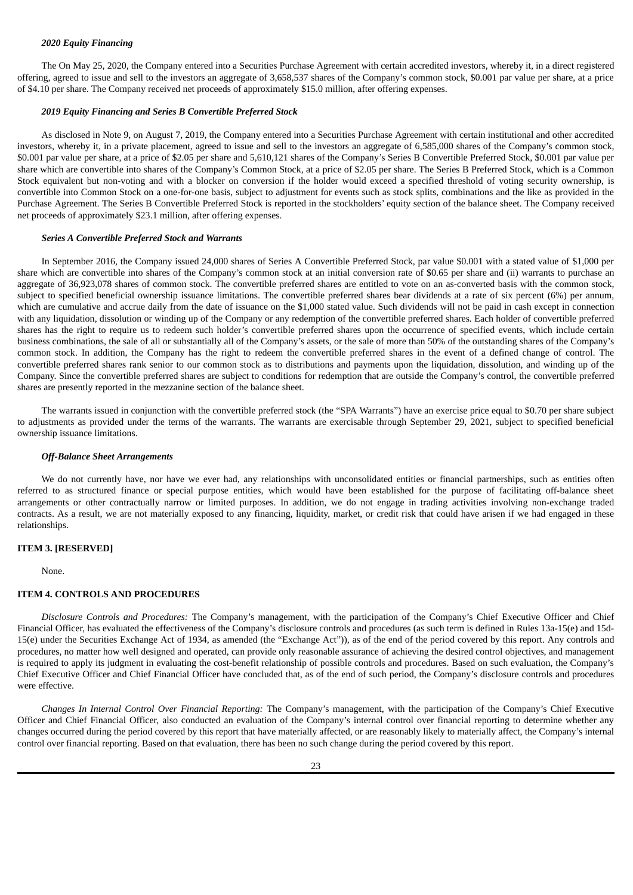#### *2020 Equity Financing*

The On May 25, 2020, the Company entered into a Securities Purchase Agreement with certain accredited investors, whereby it, in a direct registered offering, agreed to issue and sell to the investors an aggregate of 3,658,537 shares of the Company's common stock, $0.001 par value per share, at a price of $4.10 per share. The Company received net proceeds of approximately $15.0 million, after offering expenses.

#### *2019 Equity Financing and Series B Convertible Preferred Stock*

As disclosed in Note 9, on August 7, 2019, the Company entered into a Securities Purchase Agreement with certain institutional and other accredited investors, whereby it, in a private placement, agreed to issue and sell to the investors an aggregate of 6,585,000 shares of the Company's common stock, $0.001 par value per share, at a price of $2.05 per share and 5,610,121 shares of the Company's Series B Convertible Preferred Stock, $0.001 par value per share which are convertible into shares of the Company's Common Stock, at a price of $2.05 per share. The Series B Preferred Stock, which is a Common Stock equivalent but non-voting and with a blocker on conversion if the holder would exceed a specified threshold of voting security ownership, is convertible into Common Stock on a one-for-one basis, subject to adjustment for events such as stock splits, combinations and the like as provided in the Purchase Agreement. The Series B Convertible Preferred Stock is reported in the stockholders' equity section of the balance sheet. The Company received net proceeds of approximately $23.1 million, after offering expenses.

#### *Series A Convertible Preferred Stock and Warrants*

In September 2016, the Company issued 24,000 shares of Series A Convertible Preferred Stock, par value $0.001 with a stated value of $1,000 per share which are convertible into shares of the Company's common stock at an initial conversion rate of $0.65 per share and (ii) warrants to purchase an aggregate of 36,923,078 shares of common stock. The convertible preferred shares are entitled to vote on an as-converted basis with the common stock, subject to specified beneficial ownership issuance limitations. The convertible preferred shares bear dividends at a rate of six percent (6%) per annum, which are cumulative and accrue daily from the date of issuance on the $1,000 stated value. Such dividends will not be paid in cash except in connection with any liquidation, dissolution or winding up of the Company or any redemption of the convertible preferred shares. Each holder of convertible preferred shares has the right to require us to redeem such holder's convertible preferred shares upon the occurrence of specified events, which include certain business combinations, the sale of all or substantially all of the Company's assets, or the sale of more than 50% of the outstanding shares of the Company's common stock. In addition, the Company has the right to redeem the convertible preferred shares in the event of a defined change of control. The convertible preferred shares rank senior to our common stock as to distributions and payments upon the liquidation, dissolution, and winding up of the Company. Since the convertible preferred shares are subject to conditions for redemption that are outside the Company's control, the convertible preferred shares are presently reported in the mezzanine section of the balance sheet.

The warrants issued in conjunction with the convertible preferred stock (the "SPA Warrants") have an exercise price equal to $0.70 per share subject to adjustments as provided under the terms of the warrants. The warrants are exercisable through September 29, 2021, subject to specified beneficial ownership issuance limitations.

#### *Off-Balance Sheet Arrangements*

We do not currently have, nor have we ever had, any relationships with unconsolidated entities or financial partnerships, such as entities often referred to as structured finance or special purpose entities, which would have been established for the purpose of facilitating off-balance sheet arrangements or other contractually narrow or limited purposes. In addition, we do not engage in trading activities involving non-exchange traded contracts. As a result, we are not materially exposed to any financing, liquidity, market, or credit risk that could have arisen if we had engaged in these relationships.

## ITEM 3. [RESERVED]

None.

## ITEM 4. CONTROLS AND PROCEDURES

*Disclosure Controls and Procedures:* The Company's management, with the participation of the Company's Chief Executive Officer and Chief Financial Officer, has evaluated the effectiveness of the Company's disclosure controls and procedures (as such term is defined in Rules 13a-15(e) and 15d-15(e) under the Securities Exchange Act of 1934, as amended (the "Exchange Act")), as of the end of the period covered by this report. Any controls and procedures, no matter how well designed and operated, can provide only reasonable assurance of achieving the desired control objectives, and management is required to apply its judgment in evaluating the cost-benefit relationship of possible controls and procedures. Based on such evaluation, the Company's Chief Executive Officer and Chief Financial Officer have concluded that, as of the end of such period, the Company's disclosure controls and procedures were effective.

*Changes In Internal Control Over Financial Reporting:* The Company's management, with the participation of the Company's Chief Executive Officer and Chief Financial Officer, also conducted an evaluation of the Company's internal control over financial reporting to determine whether any changes occurred during the period covered by this report that have materially affected, or are reasonably likely to materially affect, the Company's internal control over financial reporting. Based on that evaluation, there has been no such change during the period covered by this report.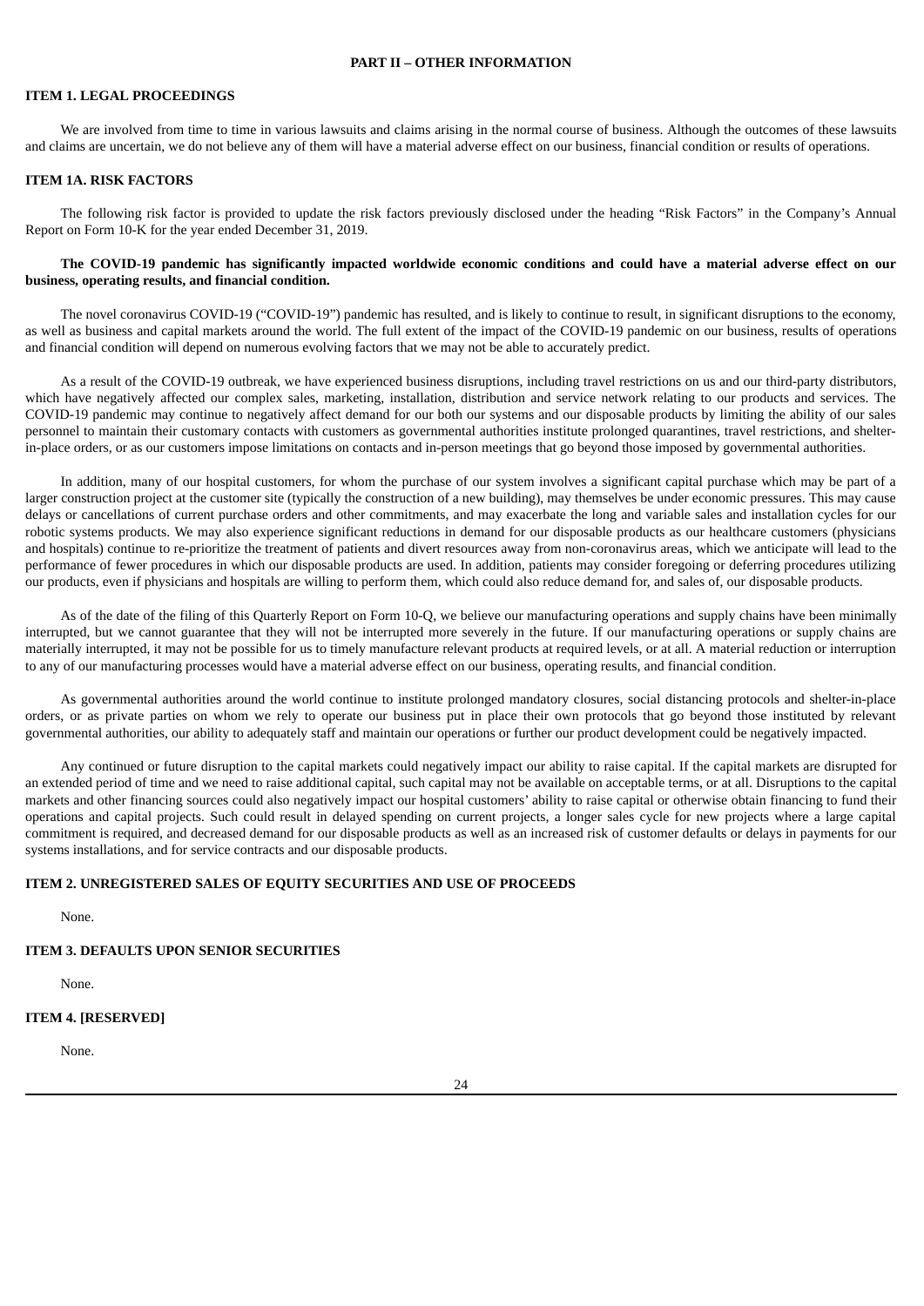# PART II – OTHER INFORMATION

## ITEM 1. LEGAL PROCEEDINGS

We are involved from time to time in various lawsuits and claims arising in the normal course of business. Although the outcomes of these lawsuits and claims are uncertain, we do not believe any of them will have a material adverse effect on our business, financial condition or results of operations.

## ITEM 1A. RISK FACTORS

The following risk factor is provided to update the risk factors previously disclosed under the heading "Risk Factors" in the Company's Annual Report on Form 10-K for the year ended December 31, 2019.

**The COVID-19 pandemic has significantly impacted worldwide economic conditions and could have a material adverse effect on our business, operating results, and financial condition.**

The novel coronavirus COVID-19 ("COVID-19") pandemic has resulted, and is likely to continue to result, in significant disruptions to the economy, as well as business and capital markets around the world. The full extent of the impact of the COVID-19 pandemic on our business, results of operations and financial condition will depend on numerous evolving factors that we may not be able to accurately predict.

As a result of the COVID-19 outbreak, we have experienced business disruptions, including travel restrictions on us and our third-party distributors, which have negatively affected our complex sales, marketing, installation, distribution and service network relating to our products and services. The COVID-19 pandemic may continue to negatively affect demand for our both our systems and our disposable products by limiting the ability of our sales personnel to maintain their customary contacts with customers as governmental authorities institute prolonged quarantines, travel restrictions, and shelter-in-place orders, or as our customers impose limitations on contacts and in-person meetings that go beyond those imposed by governmental authorities.

In addition, many of our hospital customers, for whom the purchase of our system involves a significant capital purchase which may be part of a larger construction project at the customer site (typically the construction of a new building), may themselves be under economic pressures. This may cause delays or cancellations of current purchase orders and other commitments, and may exacerbate the long and variable sales and installation cycles for our robotic systems products. We may also experience significant reductions in demand for our disposable products as our healthcare customers (physicians and hospitals) continue to re-prioritize the treatment of patients and divert resources away from non-coronavirus areas, which we anticipate will lead to the performance of fewer procedures in which our disposable products are used. In addition, patients may consider foregoing or deferring procedures utilizing our products, even if physicians and hospitals are willing to perform them, which could also reduce demand for, and sales of, our disposable products.

As of the date of the filing of this Quarterly Report on Form 10-Q, we believe our manufacturing operations and supply chains have been minimally interrupted, but we cannot guarantee that they will not be interrupted more severely in the future. If our manufacturing operations or supply chains are materially interrupted, it may not be possible for us to timely manufacture relevant products at required levels, or at all. A material reduction or interruption to any of our manufacturing processes would have a material adverse effect on our business, operating results, and financial condition.

As governmental authorities around the world continue to institute prolonged mandatory closures, social distancing protocols and shelter-in-place orders, or as private parties on whom we rely to operate our business put in place their own protocols that go beyond those instituted by relevant governmental authorities, our ability to adequately staff and maintain our operations or further our product development could be negatively impacted.

Any continued or future disruption to the capital markets could negatively impact our ability to raise capital. If the capital markets are disrupted for an extended period of time and we need to raise additional capital, such capital may not be available on acceptable terms, or at all. Disruptions to the capital markets and other financing sources could also negatively impact our hospital customers' ability to raise capital or otherwise obtain financing to fund their operations and capital projects. Such could result in delayed spending on current projects, a longer sales cycle for new projects where a large capital commitment is required, and decreased demand for our disposable products as well as an increased risk of customer defaults or delays in payments for our systems installations, and for service contracts and our disposable products.

## ITEM 2. UNREGISTERED SALES OF EQUITY SECURITIES AND USE OF PROCEEDS

None.

## ITEM 3. DEFAULTS UPON SENIOR SECURITIES

None.

## ITEM 4. [RESERVED]

None.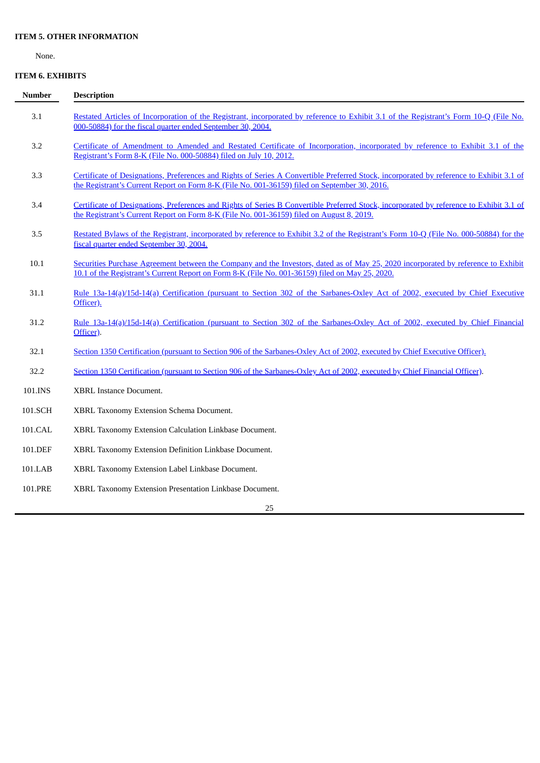**ITEM 5. OTHER INFORMATION**

None.

**ITEM 6. EXHIBITS**

| Number | Description |
|---|---|
| 3.1 | Restated Articles of Incorporation of the Registrant, incorporated by reference to Exhibit 3.1 of the Registrant's Form 10-Q (File No. 000-50884) for the fiscal quarter ended September 30, 2004. |
| 3.2 | Certificate of Amendment to Amended and Restated Certificate of Incorporation, incorporated by reference to Exhibit 3.1 of the Registrant's Form 8-K (File No. 000-50884) filed on July 10, 2012. |
| 3.3 | Certificate of Designations, Preferences and Rights of Series A Convertible Preferred Stock, incorporated by reference to Exhibit 3.1 of the Registrant's Current Report on Form 8-K (File No. 001-36159) filed on September 30, 2016. |
| 3.4 | Certificate of Designations, Preferences and Rights of Series B Convertible Preferred Stock, incorporated by reference to Exhibit 3.1 of the Registrant's Current Report on Form 8-K (File No. 001-36159) filed on August 8, 2019. |
| 3.5 | Restated Bylaws of the Registrant, incorporated by reference to Exhibit 3.2 of the Registrant's Form 10-Q (File No. 000-50884) for the fiscal quarter ended September 30, 2004. |
| 10.1 | Securities Purchase Agreement between the Company and the Investors, dated as of May 25, 2020 incorporated by reference to Exhibit 10.1 of the Registrant's Current Report on Form 8-K (File No. 001-36159) filed on May 25, 2020. |
| 31.1 | Rule 13a-14(a)/15d-14(a) Certification (pursuant to Section 302 of the Sarbanes-Oxley Act of 2002, executed by Chief Executive Officer). |
| 31.2 | Rule 13a-14(a)/15d-14(a) Certification (pursuant to Section 302 of the Sarbanes-Oxley Act of 2002, executed by Chief Financial Officer). |
| 32.1 | Section 1350 Certification (pursuant to Section 906 of the Sarbanes-Oxley Act of 2002, executed by Chief Executive Officer). |
| 32.2 | Section 1350 Certification (pursuant to Section 906 of the Sarbanes-Oxley Act of 2002, executed by Chief Financial Officer). |
| 101.INS | XBRL Instance Document. |
| 101.SCH | XBRL Taxonomy Extension Schema Document. |
| 101.CAL | XBRL Taxonomy Extension Calculation Linkbase Document. |
| 101.DEF | XBRL Taxonomy Extension Definition Linkbase Document. |
| 101.LAB | XBRL Taxonomy Extension Label Linkbase Document. |
| 101.PRE | XBRL Taxonomy Extension Presentation Linkbase Document. |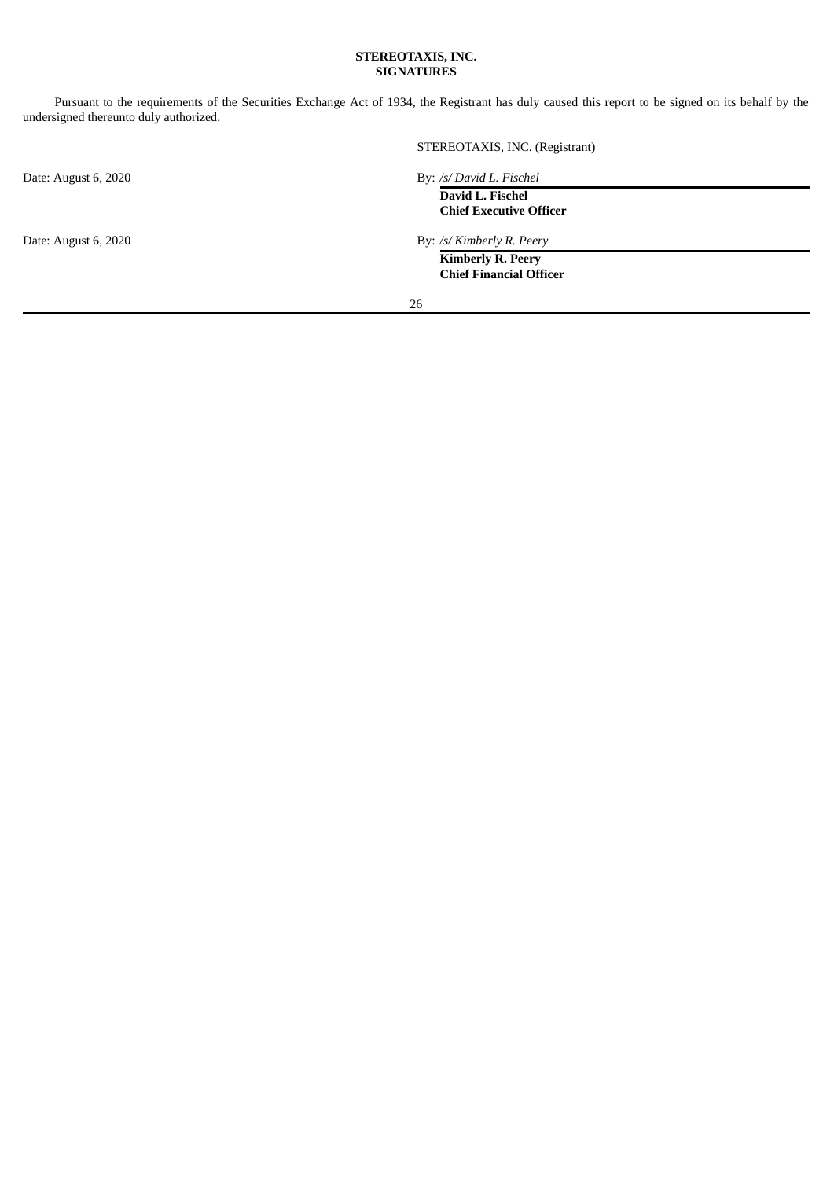**STEREOTAXIS, INC.**
**SIGNATURES**

Pursuant to the requirements of the Securities Exchange Act of 1934, the Registrant has duly caused this report to be signed on its behalf by the undersigned thereunto duly authorized.

STEREOTAXIS, INC. (Registrant)

Date: August 6, 2020

By: */s/ David L. Fischel*

**David L. Fischel**
**Chief Executive Officer**

Date: August 6, 2020

By: */s/ Kimberly R. Peery*

**Kimberly R. Peery**
**Chief Financial Officer**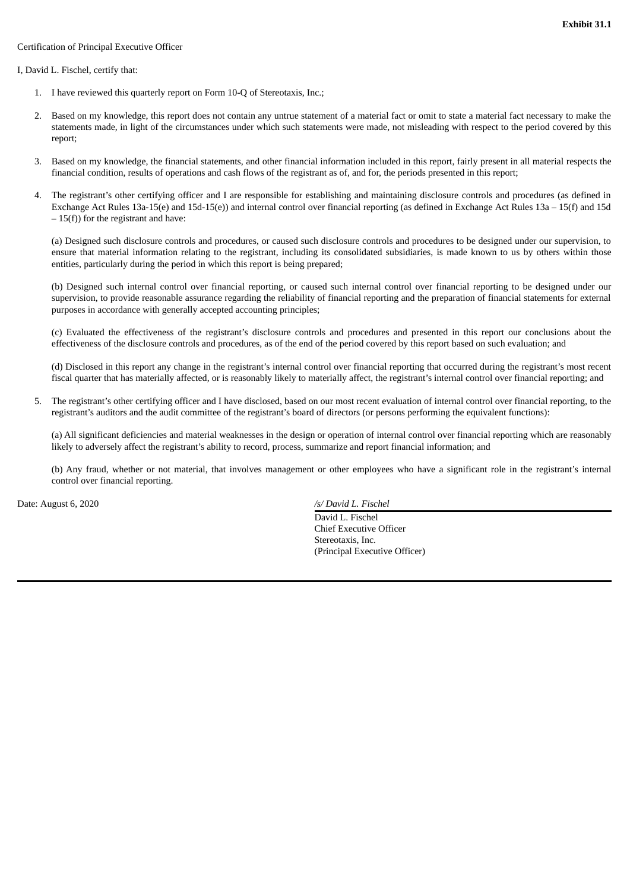**Exhibit 31.1**

Certification of Principal Executive Officer

I, David L. Fischel, certify that:

1. I have reviewed this quarterly report on Form 10-Q of Stereotaxis, Inc.;

2. Based on my knowledge, this report does not contain any untrue statement of a material fact or omit to state a material fact necessary to make the statements made, in light of the circumstances under which such statements were made, not misleading with respect to the period covered by this report;

3. Based on my knowledge, the financial statements, and other financial information included in this report, fairly present in all material respects the financial condition, results of operations and cash flows of the registrant as of, and for, the periods presented in this report;

4. The registrant's other certifying officer and I are responsible for establishing and maintaining disclosure controls and procedures (as defined in Exchange Act Rules 13a-15(e) and 15d-15(e)) and internal control over financial reporting (as defined in Exchange Act Rules 13a – 15(f) and 15d – 15(f)) for the registrant and have:

   (a) Designed such disclosure controls and procedures, or caused such disclosure controls and procedures to be designed under our supervision, to ensure that material information relating to the registrant, including its consolidated subsidiaries, is made known to us by others within those entities, particularly during the period in which this report is being prepared;

   (b) Designed such internal control over financial reporting, or caused such internal control over financial reporting to be designed under our supervision, to provide reasonable assurance regarding the reliability of financial reporting and the preparation of financial statements for external purposes in accordance with generally accepted accounting principles;

   (c) Evaluated the effectiveness of the registrant's disclosure controls and procedures and presented in this report our conclusions about the effectiveness of the disclosure controls and procedures, as of the end of the period covered by this report based on such evaluation; and

   (d) Disclosed in this report any change in the registrant's internal control over financial reporting that occurred during the registrant's most recent fiscal quarter that has materially affected, or is reasonably likely to materially affect, the registrant's internal control over financial reporting; and

5. The registrant's other certifying officer and I have disclosed, based on our most recent evaluation of internal control over financial reporting, to the registrant's auditors and the audit committee of the registrant's board of directors (or persons performing the equivalent functions):

   (a) All significant deficiencies and material weaknesses in the design or operation of internal control over financial reporting which are reasonably likely to adversely affect the registrant's ability to record, process, summarize and report financial information; and

   (b) Any fraud, whether or not material, that involves management or other employees who have a significant role in the registrant's internal control over financial reporting.

Date: August 6, 2020

*/s/ David L. Fischel*

David L. Fischel
Chief Executive Officer
Stereotaxis, Inc.
(Principal Executive Officer)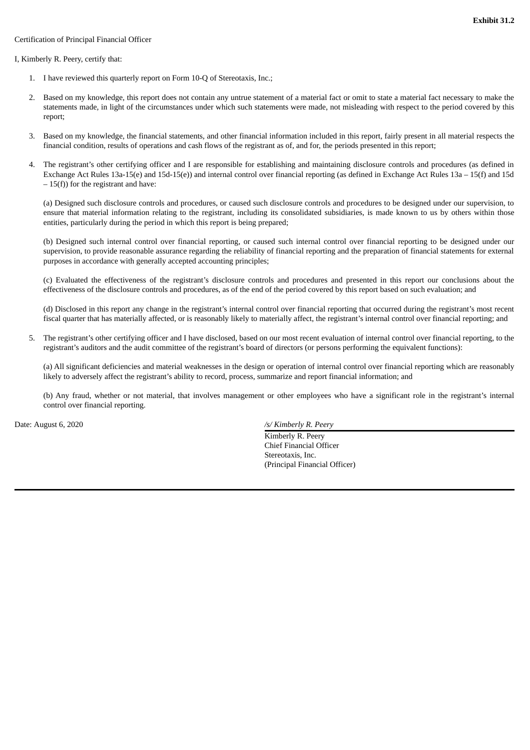**Exhibit 31.2**

Certification of Principal Financial Officer

I, Kimberly R. Peery, certify that:

1. I have reviewed this quarterly report on Form 10-Q of Stereotaxis, Inc.;

2. Based on my knowledge, this report does not contain any untrue statement of a material fact or omit to state a material fact necessary to make the statements made, in light of the circumstances under which such statements were made, not misleading with respect to the period covered by this report;

3. Based on my knowledge, the financial statements, and other financial information included in this report, fairly present in all material respects the financial condition, results of operations and cash flows of the registrant as of, and for, the periods presented in this report;

4. The registrant's other certifying officer and I are responsible for establishing and maintaining disclosure controls and procedures (as defined in Exchange Act Rules 13a-15(e) and 15d-15(e)) and internal control over financial reporting (as defined in Exchange Act Rules 13a – 15(f) and 15d – 15(f)) for the registrant and have:

   (a) Designed such disclosure controls and procedures, or caused such disclosure controls and procedures to be designed under our supervision, to ensure that material information relating to the registrant, including its consolidated subsidiaries, is made known to us by others within those entities, particularly during the period in which this report is being prepared;

   (b) Designed such internal control over financial reporting, or caused such internal control over financial reporting to be designed under our supervision, to provide reasonable assurance regarding the reliability of financial reporting and the preparation of financial statements for external purposes in accordance with generally accepted accounting principles;

   (c) Evaluated the effectiveness of the registrant's disclosure controls and procedures and presented in this report our conclusions about the effectiveness of the disclosure controls and procedures, as of the end of the period covered by this report based on such evaluation; and

   (d) Disclosed in this report any change in the registrant's internal control over financial reporting that occurred during the registrant's most recent fiscal quarter that has materially affected, or is reasonably likely to materially affect, the registrant's internal control over financial reporting; and

5. The registrant's other certifying officer and I have disclosed, based on our most recent evaluation of internal control over financial reporting, to the registrant's auditors and the audit committee of the registrant's board of directors (or persons performing the equivalent functions):

   (a) All significant deficiencies and material weaknesses in the design or operation of internal control over financial reporting which are reasonably likely to adversely affect the registrant's ability to record, process, summarize and report financial information; and

   (b) Any fraud, whether or not material, that involves management or other employees who have a significant role in the registrant's internal control over financial reporting.

Date: August 6, 2020

*/s/ Kimberly R. Peery*

Kimberly R. Peery
Chief Financial Officer
Stereotaxis, Inc.
(Principal Financial Officer)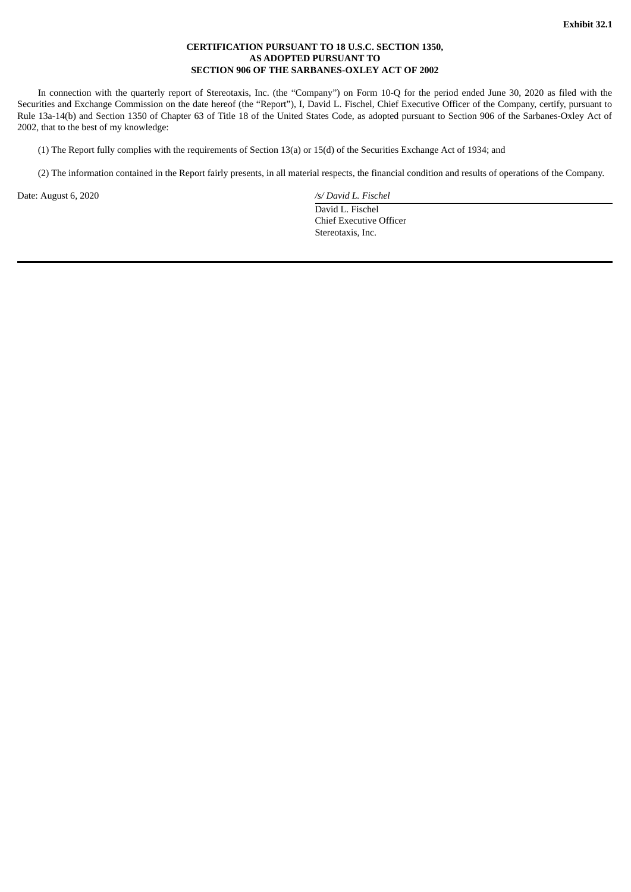**Exhibit 32.1**

**CERTIFICATION PURSUANT TO 18 U.S.C. SECTION 1350,**
**AS ADOPTED PURSUANT TO**
**SECTION 906 OF THE SARBANES-OXLEY ACT OF 2002**

In connection with the quarterly report of Stereotaxis, Inc. (the "Company") on Form 10-Q for the period ended June 30, 2020 as filed with the Securities and Exchange Commission on the date hereof (the "Report"), I, David L. Fischel, Chief Executive Officer of the Company, certify, pursuant to Rule 13a-14(b) and Section 1350 of Chapter 63 of Title 18 of the United States Code, as adopted pursuant to Section 906 of the Sarbanes-Oxley Act of 2002, that to the best of my knowledge:

(1) The Report fully complies with the requirements of Section 13(a) or 15(d) of the Securities Exchange Act of 1934; and

(2) The information contained in the Report fairly presents, in all material respects, the financial condition and results of operations of the Company.

Date: August 6, 2020

*/s/ David L. Fischel*

David L. Fischel
Chief Executive Officer
Stereotaxis, Inc.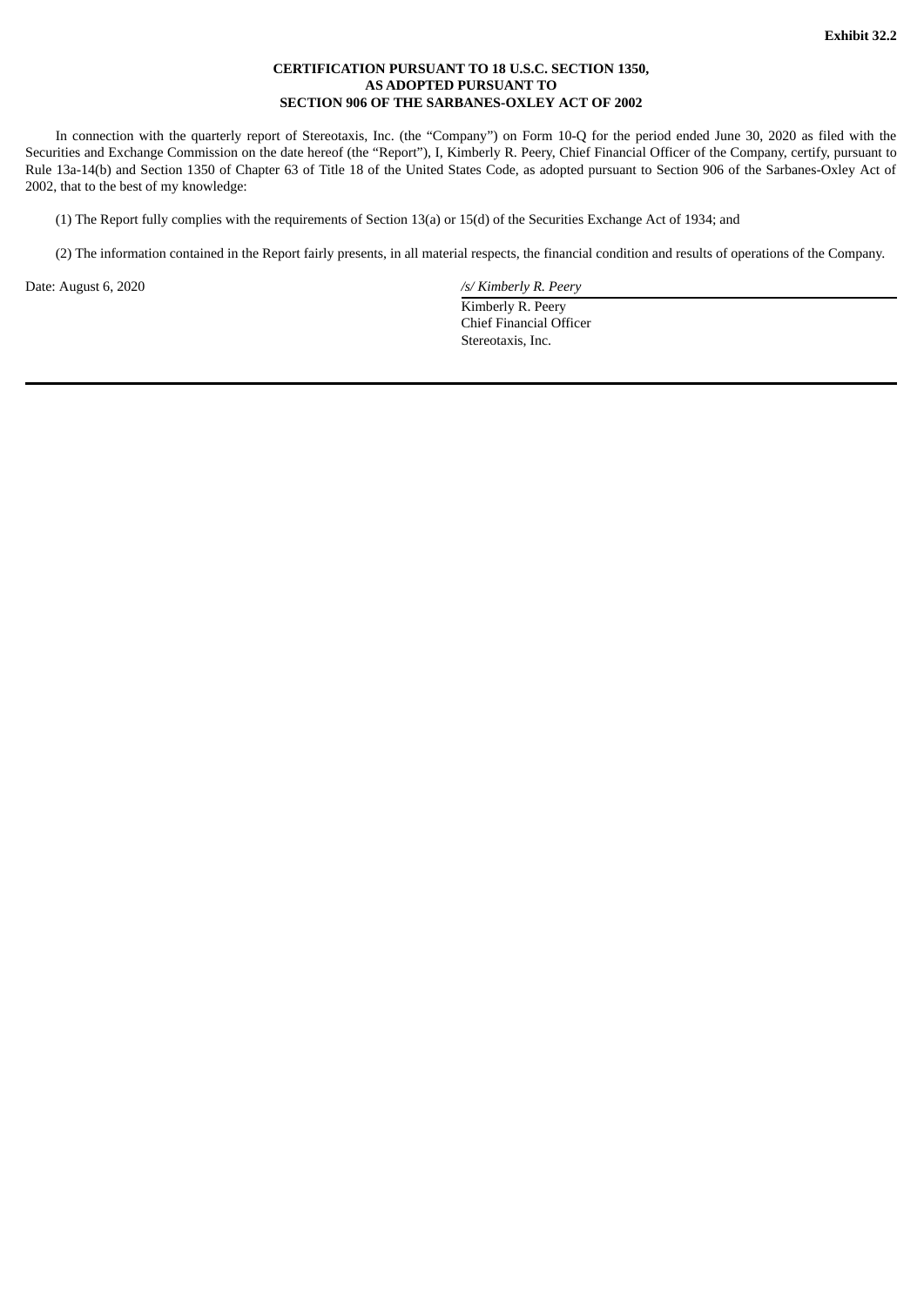**Exhibit 32.2**

**CERTIFICATION PURSUANT TO 18 U.S.C. SECTION 1350,**
**AS ADOPTED PURSUANT TO**
**SECTION 906 OF THE SARBANES-OXLEY ACT OF 2002**

In connection with the quarterly report of Stereotaxis, Inc. (the "Company") on Form 10-Q for the period ended June 30, 2020 as filed with the Securities and Exchange Commission on the date hereof (the "Report"), I, Kimberly R. Peery, Chief Financial Officer of the Company, certify, pursuant to Rule 13a-14(b) and Section 1350 of Chapter 63 of Title 18 of the United States Code, as adopted pursuant to Section 906 of the Sarbanes-Oxley Act of 2002, that to the best of my knowledge:

(1) The Report fully complies with the requirements of Section 13(a) or 15(d) of the Securities Exchange Act of 1934; and

(2) The information contained in the Report fairly presents, in all material respects, the financial condition and results of operations of the Company.

Date: August 6, 2020

*/s/ Kimberly R. Peery*

Kimberly R. Peery
Chief Financial Officer
Stereotaxis, Inc.